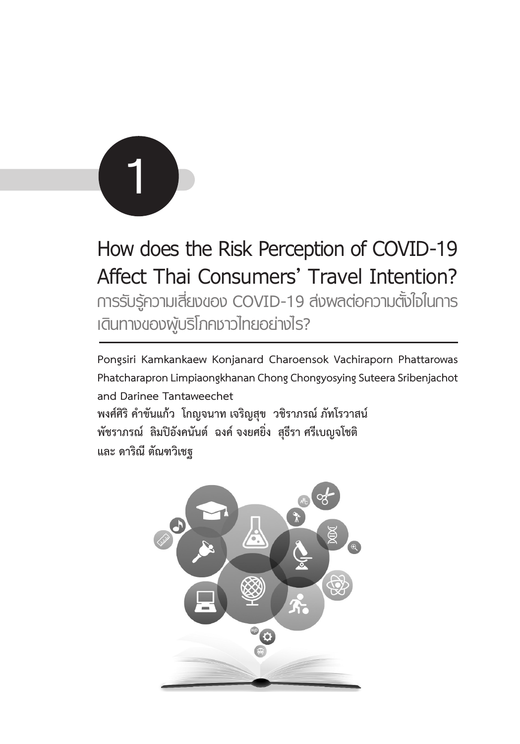1

# How does the Risk Perception of COVID-19 Affect Thai Consumers' Travel Intention?

## การรับรู้ความเสี่ยงของ COVID-19 ส่งผลต่อความตั้งใจในการเดินทางของผู้บริโภคชาวไทยอย่างไร?

**Pongsiri Kamkankaew Konjanard Charoensok Vachiraporn Phattarowas Phatcharapron Limpiaongkhanan Chong Chongyosying Suteera Sribenjachot and Darinee Tantaweechet**

**พงศ์ศิริ คำขันแก้ว โกญจนาท เจริญสุข วชิราภรณ์ ภัทโรวาสน์ พัชราภรณ์ ลิมปิอังคนันต์ ฉงค์ จงยศยิ่ง สุธีรา ศรีเบญจโชติ และ ดาริณี ตัณฑวิเชฐ**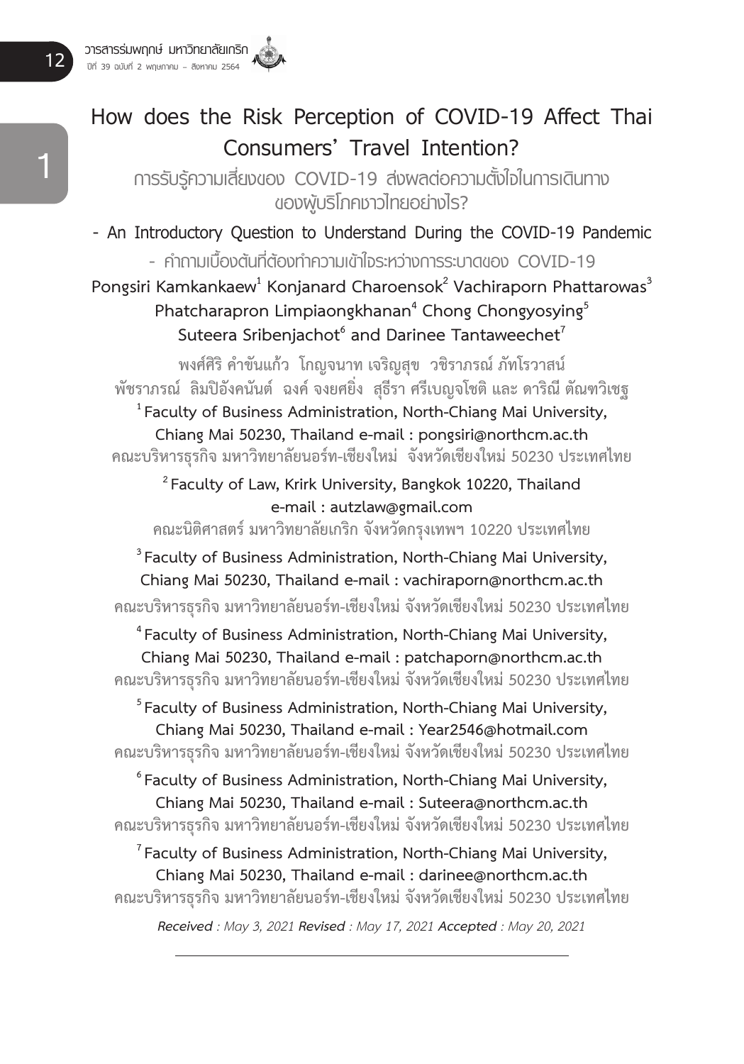# How does the Risk Perception of COVID-19 Affect Thai Consumers' Travel Intention?

## การรับรู้ความเสี่ยงของ COVID-19 ส่งผลต่อความตั้งใจในการเดินทางของผู้บริโภคชาวไทยอย่างไร?

### - An Introductory Question to Understand During the COVID-19 Pandemic

### - คำถามเบื้องต้นที่ต้องทำความเข้าใจระหว่างการระบาดของ COVID-19

**Pongsiri Kamkankaew[1] Konjanard Charoensok[2] Vachiraporn Phattarowas[3] Phatcharapron Limpiaongkhanan[4] Chong Chongyosying[5] Suteera Sribenjachot[6] and Darinee Tantaweechet[7]**

**พงศ์ศิริ คำขันแก้ว โกญจนาท เจริญสุข วชิราภรณ์ ภัทโรวาสน์ พัชราภรณ์ ลิมปิอังคนันต์ ฉงค์ จงยศยิ่ง สุธีรา ศรีเบญจโชติ และ ดาริณี ตัณฑวิเชฐ**

[1] **Faculty of Business Administration, North-Chiang Mai University, Chiang Mai 50230, Thailand e-mail : pongsiri@northcm.ac.th**
**คณะบริหารธุรกิจ มหาวิทยาลัยนอร์ท-เชียงใหม่ จังหวัดเชียงใหม่ 50230 ประเทศไทย**

[2] **Faculty of Law, Krirk University, Bangkok 10220, Thailand e-mail : autzlaw@gmail.com**
**คณะนิติศาสตร์ มหาวิทยาลัยเกริก จังหวัดกรุงเทพฯ 10220 ประเทศไทย**

[3] **Faculty of Business Administration, North-Chiang Mai University, Chiang Mai 50230, Thailand e-mail : vachiraporn@northcm.ac.th**
**คณะบริหารธุรกิจ มหาวิทยาลัยนอร์ท-เชียงใหม่ จังหวัดเชียงใหม่ 50230 ประเทศไทย**

[4] **Faculty of Business Administration, North-Chiang Mai University, Chiang Mai 50230, Thailand e-mail : patchaporn@northcm.ac.th**
**คณะบริหารธุรกิจ มหาวิทยาลัยนอร์ท-เชียงใหม่ จังหวัดเชียงใหม่ 50230 ประเทศไทย**

[5] **Faculty of Business Administration, North-Chiang Mai University, Chiang Mai 50230, Thailand e-mail : Year2546@hotmail.com**
**คณะบริหารธุรกิจ มหาวิทยาลัยนอร์ท-เชียงใหม่ จังหวัดเชียงใหม่ 50230 ประเทศไทย**

[6] **Faculty of Business Administration, North-Chiang Mai University, Chiang Mai 50230, Thailand e-mail : Suteera@northcm.ac.th**
**คณะบริหารธุรกิจ มหาวิทยาลัยนอร์ท-เชียงใหม่ จังหวัดเชียงใหม่ 50230 ประเทศไทย**

[7] **Faculty of Business Administration, North-Chiang Mai University, Chiang Mai 50230, Thailand e-mail : darinee@northcm.ac.th**
**คณะบริหารธุรกิจ มหาวิทยาลัยนอร์ท-เชียงใหม่ จังหวัดเชียงใหม่ 50230 ประเทศไทย**

***Received** : May 3, 2021 **Revised** : May 17, 2021 **Accepted** : May 20, 2021*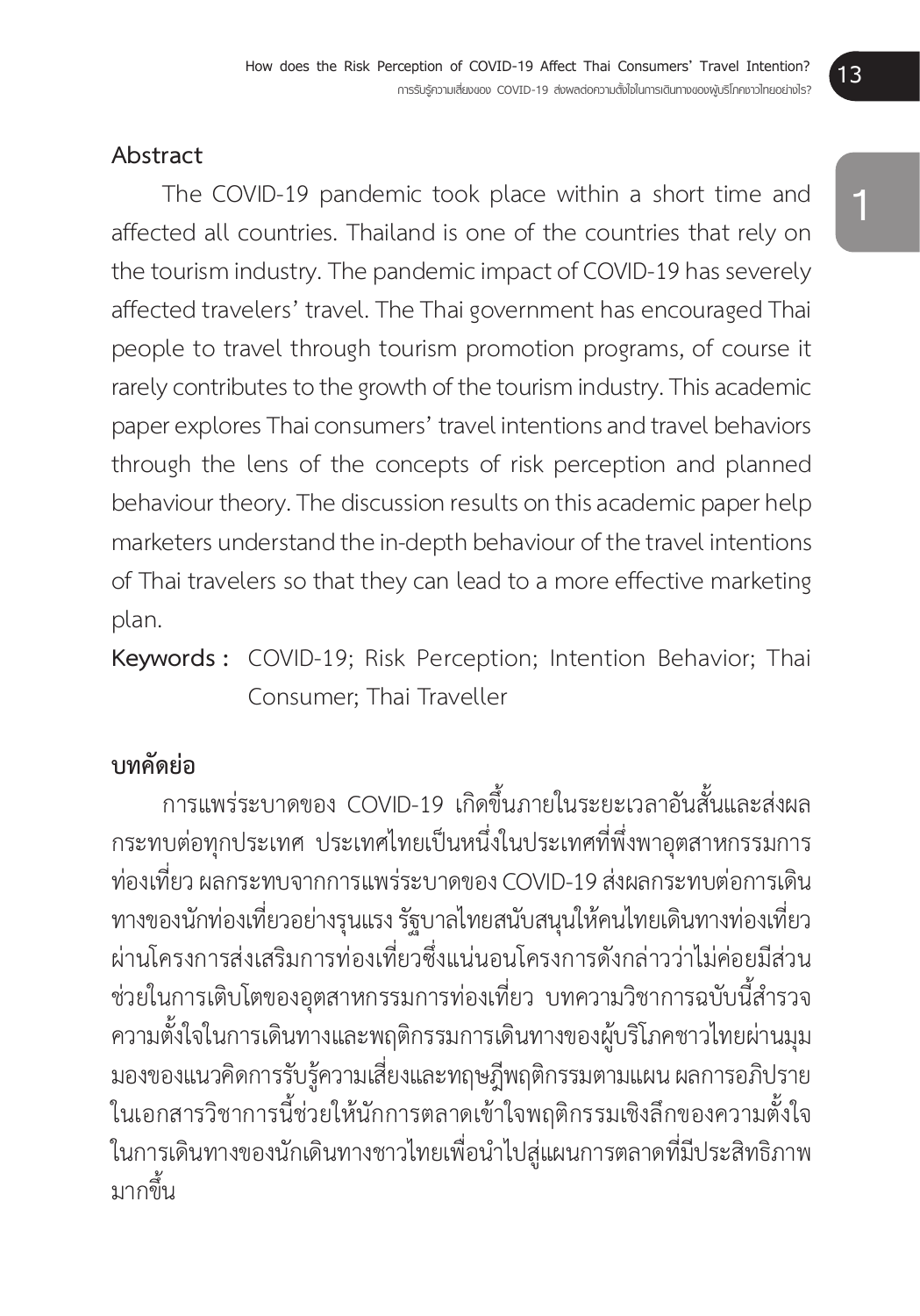## Abstract

The COVID-19 pandemic took place within a short time and affected all countries. Thailand is one of the countries that rely on the tourism industry. The pandemic impact of COVID-19 has severely affected travelers' travel. The Thai government has encouraged Thai people to travel through tourism promotion programs, of course it rarely contributes to the growth of the tourism industry. This academic paper explores Thai consumers' travel intentions and travel behaviors through the lens of the concepts of risk perception and planned behaviour theory. The discussion results on this academic paper help marketers understand the in-depth behaviour of the travel intentions of Thai travelers so that they can lead to a more effective marketing plan.

**Keywords :** COVID-19; Risk Perception; Intention Behavior; Thai Consumer; Thai Traveller

## บทคัดย่อ

การแพร่ระบาดของ COVID-19 เกิดขึ้นภายในระยะเวลาอันสั้นและส่งผลกระทบต่อทุกประเทศ ประเทศไทยเป็นหนึ่งในประเทศที่พึ่งพาอุตสาหกรรมการท่องเที่ยว ผลกระทบจากการแพร่ระบาดของ COVID-19 ส่งผลกระทบต่อการเดินทางของนักท่องเที่ยวอย่างรุนแรง รัฐบาลไทยสนับสนุนให้คนไทยเดินทางท่องเที่ยวผ่านโครงการส่งเสริมการท่องเที่ยวซึ่งแน่นอนโครงการดังกล่าวว่าไม่ค่อยมีส่วนช่วยในการเติบโตของอุตสาหกรรมการท่องเที่ยว บทความวิชาการฉบับนี้สำรวจความตั้งใจในการเดินทางและพฤติกรรมการเดินทางของผู้บริโภคชาวไทยผ่านมุมมองของแนวคิดการรับรู้ความเสี่ยงและทฤษฎีพฤติกรรมตามแผน ผลการอภิปรายในเอกสารวิชาการนี้ช่วยให้นักการตลาดเข้าใจพฤติกรรมเชิงลึกของความตั้งใจในการเดินทางของนักเดินทางชาวไทยเพื่อนำไปสู่แผนการตลาดที่มีประสิทธิภาพมากขึ้น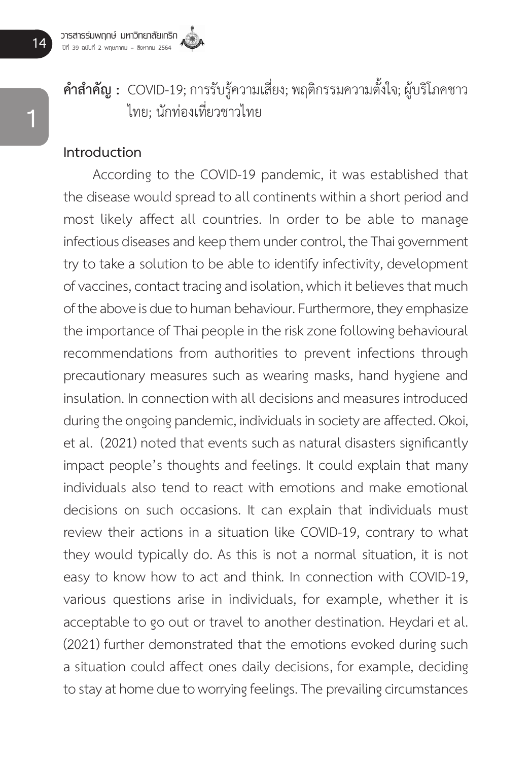**คำสำคัญ :** COVID-19; การรับรู้ความเสี่ยง; พฤติกรรมความตั้งใจ; ผู้บริโภคชาวไทย; นักท่องเที่ยวชาวไทย

## Introduction

According to the COVID-19 pandemic, it was established that the disease would spread to all continents within a short period and most likely affect all countries. In order to be able to manage infectious diseases and keep them under control, the Thai government try to take a solution to be able to identify infectivity, development of vaccines, contact tracing and isolation, which it believes that much of the above is due to human behaviour. Furthermore, they emphasize the importance of Thai people in the risk zone following behavioural recommendations from authorities to prevent infections through precautionary measures such as wearing masks, hand hygiene and insulation. In connection with all decisions and measures introduced during the ongoing pandemic, individuals in society are affected. Okoi, et al. (2021) noted that events such as natural disasters significantly impact people's thoughts and feelings. It could explain that many individuals also tend to react with emotions and make emotional decisions on such occasions. It can explain that individuals must review their actions in a situation like COVID-19, contrary to what they would typically do. As this is not a normal situation, it is not easy to know how to act and think. In connection with COVID-19, various questions arise in individuals, for example, whether it is acceptable to go out or travel to another destination. Heydari et al. (2021) further demonstrated that the emotions evoked during such a situation could affect ones daily decisions, for example, deciding to stay at home due to worrying feelings. The prevailing circumstances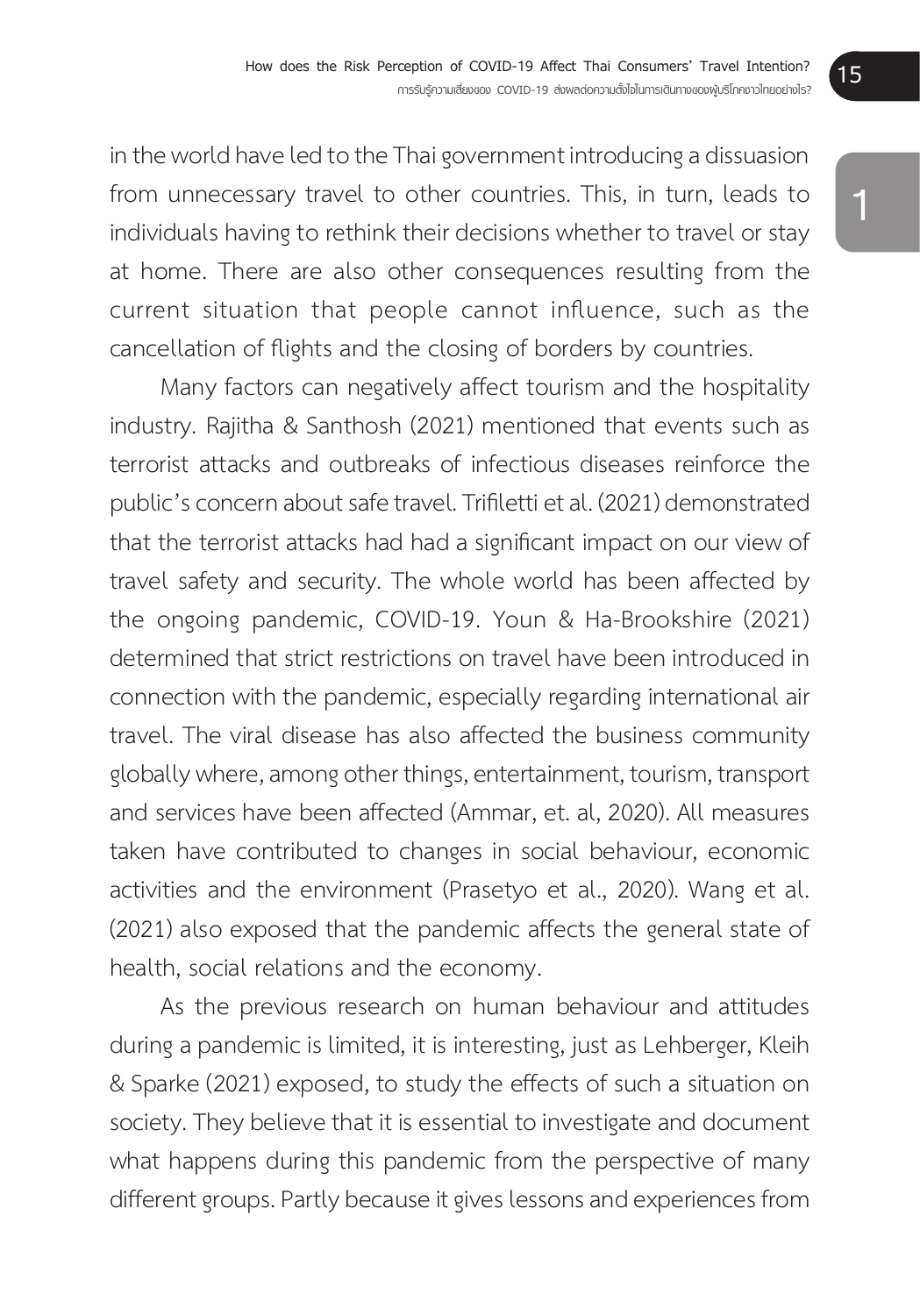in the world have led to the Thai government introducing a dissuasion from unnecessary travel to other countries. This, in turn, leads to individuals having to rethink their decisions whether to travel or stay at home. There are also other consequences resulting from the current situation that people cannot influence, such as the cancellation of flights and the closing of borders by countries.

Many factors can negatively affect tourism and the hospitality industry. Rajitha & Santhosh (2021) mentioned that events such as terrorist attacks and outbreaks of infectious diseases reinforce the public's concern about safe travel. Trifiletti et al. (2021) demonstrated that the terrorist attacks had had a significant impact on our view of travel safety and security. The whole world has been affected by the ongoing pandemic, COVID-19. Youn & Ha-Brookshire (2021) determined that strict restrictions on travel have been introduced in connection with the pandemic, especially regarding international air travel. The viral disease has also affected the business community globally where, among other things, entertainment, tourism, transport and services have been affected (Ammar, et. al, 2020). All measures taken have contributed to changes in social behaviour, economic activities and the environment (Prasetyo et al., 2020). Wang et al. (2021) also exposed that the pandemic affects the general state of health, social relations and the economy.

As the previous research on human behaviour and attitudes during a pandemic is limited, it is interesting, just as Lehberger, Kleih & Sparke (2021) exposed, to study the effects of such a situation on society. They believe that it is essential to investigate and document what happens during this pandemic from the perspective of many different groups. Partly because it gives lessons and experiences from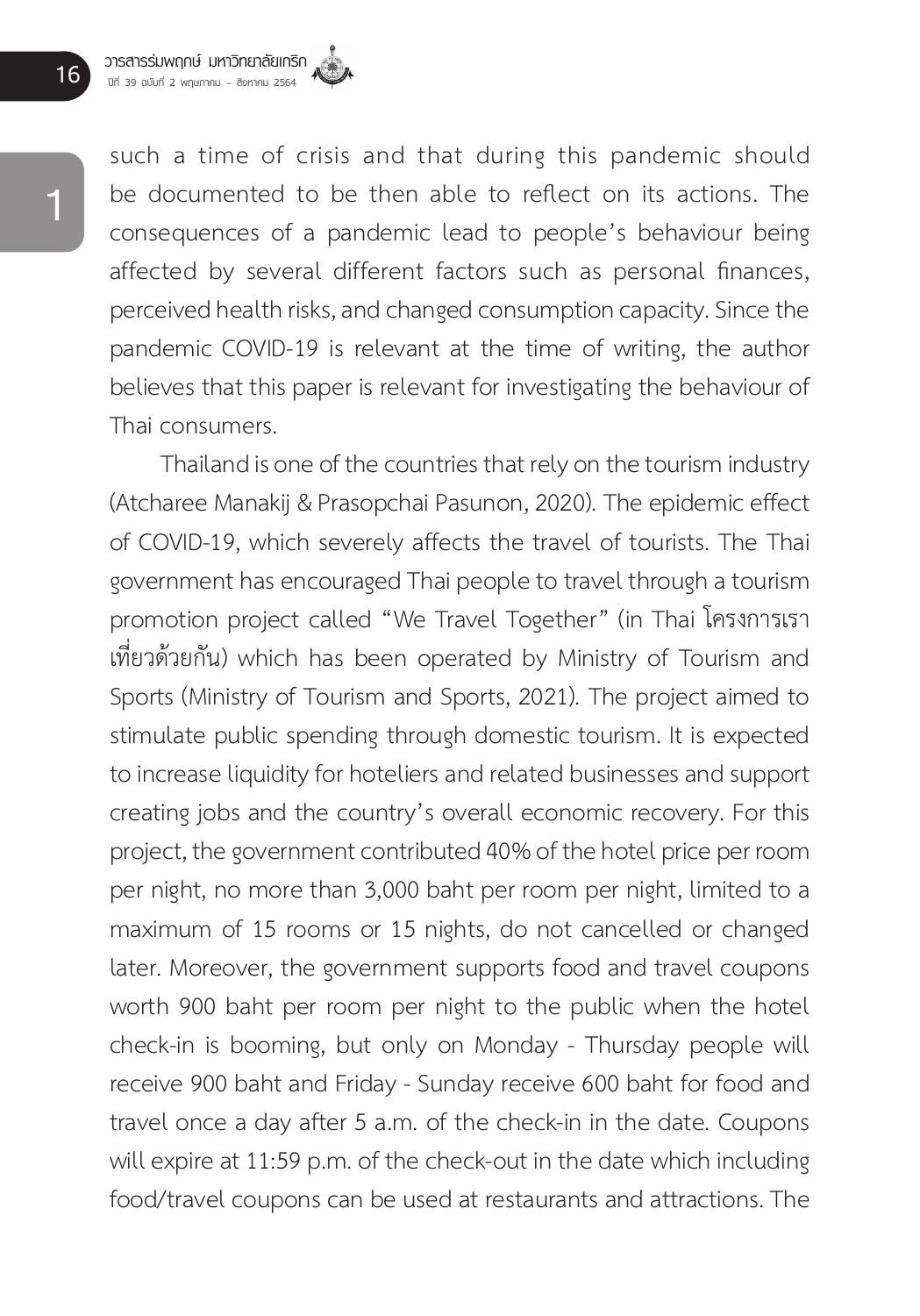such a time of crisis and that during this pandemic should be documented to be then able to reflect on its actions. The consequences of a pandemic lead to people's behaviour being affected by several different factors such as personal finances, perceived health risks, and changed consumption capacity. Since the pandemic COVID-19 is relevant at the time of writing, the author believes that this paper is relevant for investigating the behaviour of Thai consumers.

Thailand is one of the countries that rely on the tourism industry (Atcharee Manakij & Prasopchai Pasunon, 2020). The epidemic effect of COVID-19, which severely affects the travel of tourists. The Thai government has encouraged Thai people to travel through a tourism promotion project called "We Travel Together" (in Thai โครงการเราเที่ยวด้วยกัน) which has been operated by Ministry of Tourism and Sports (Ministry of Tourism and Sports, 2021). The project aimed to stimulate public spending through domestic tourism. It is expected to increase liquidity for hoteliers and related businesses and support creating jobs and the country's overall economic recovery. For this project, the government contributed 40% of the hotel price per room per night, no more than 3,000 baht per room per night, limited to a maximum of 15 rooms or 15 nights, do not cancelled or changed later. Moreover, the government supports food and travel coupons worth 900 baht per room per night to the public when the hotel check-in is booming, but only on Monday - Thursday people will receive 900 baht and Friday - Sunday receive 600 baht for food and travel once a day after 5 a.m. of the check-in in the date. Coupons will expire at 11:59 p.m. of the check-out in the date which including food/travel coupons can be used at restaurants and attractions. The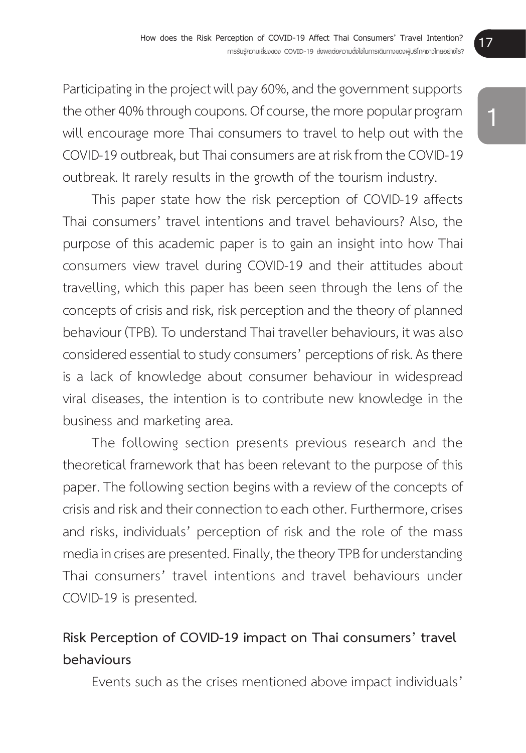Participating in the project will pay 60%, and the government supports the other 40% through coupons. Of course, the more popular program will encourage more Thai consumers to travel to help out with the COVID-19 outbreak, but Thai consumers are at risk from the COVID-19 outbreak. It rarely results in the growth of the tourism industry.

This paper state how the risk perception of COVID-19 affects Thai consumers' travel intentions and travel behaviours? Also, the purpose of this academic paper is to gain an insight into how Thai consumers view travel during COVID-19 and their attitudes about travelling, which this paper has been seen through the lens of the concepts of crisis and risk, risk perception and the theory of planned behaviour (TPB). To understand Thai traveller behaviours, it was also considered essential to study consumers' perceptions of risk. As there is a lack of knowledge about consumer behaviour in widespread viral diseases, the intention is to contribute new knowledge in the business and marketing area.

The following section presents previous research and the theoretical framework that has been relevant to the purpose of this paper. The following section begins with a review of the concepts of crisis and risk and their connection to each other. Furthermore, crises and risks, individuals' perception of risk and the role of the mass media in crises are presented. Finally, the theory TPB for understanding Thai consumers' travel intentions and travel behaviours under COVID-19 is presented.

## Risk Perception of COVID-19 impact on Thai consumers' travel behaviours

Events such as the crises mentioned above impact individuals'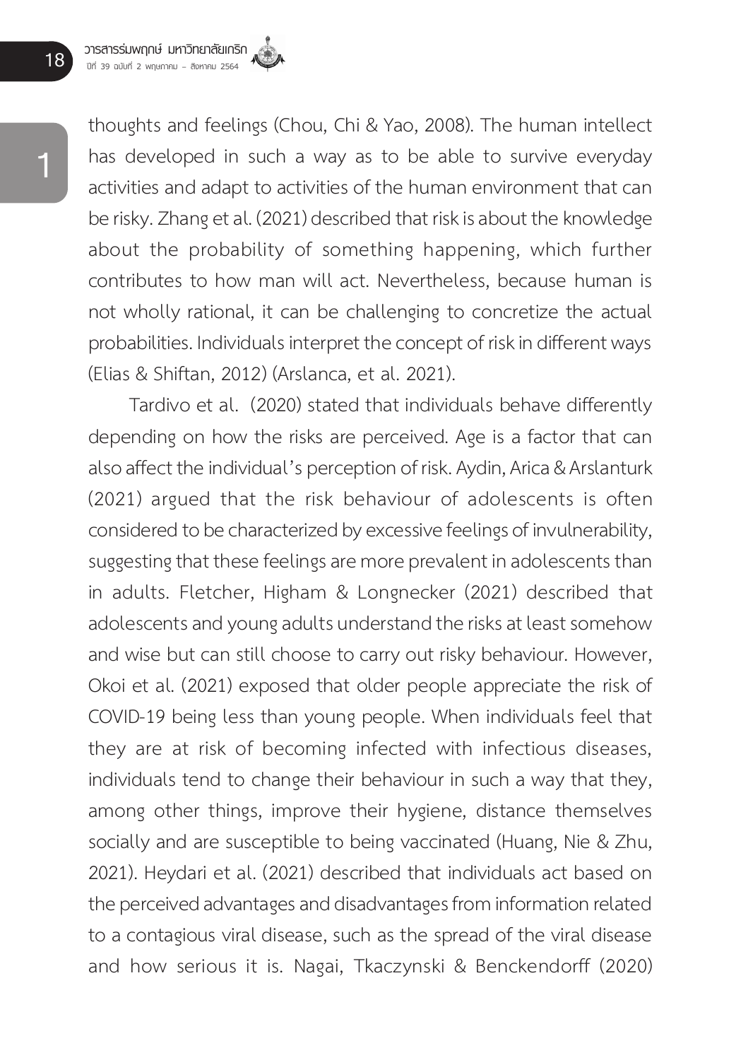thoughts and feelings (Chou, Chi & Yao, 2008). The human intellect has developed in such a way as to be able to survive everyday activities and adapt to activities of the human environment that can be risky. Zhang et al. (2021) described that risk is about the knowledge about the probability of something happening, which further contributes to how man will act. Nevertheless, because human is not wholly rational, it can be challenging to concretize the actual probabilities. Individuals interpret the concept of risk in different ways (Elias & Shiftan, 2012) (Arslanca, et al. 2021).

Tardivo et al. (2020) stated that individuals behave differently depending on how the risks are perceived. Age is a factor that can also affect the individual's perception of risk. Aydin, Arica & Arslanturk (2021) argued that the risk behaviour of adolescents is often considered to be characterized by excessive feelings of invulnerability, suggesting that these feelings are more prevalent in adolescents than in adults. Fletcher, Higham & Longnecker (2021) described that adolescents and young adults understand the risks at least somehow and wise but can still choose to carry out risky behaviour. However, Okoi et al. (2021) exposed that older people appreciate the risk of COVID-19 being less than young people. When individuals feel that they are at risk of becoming infected with infectious diseases, individuals tend to change their behaviour in such a way that they, among other things, improve their hygiene, distance themselves socially and are susceptible to being vaccinated (Huang, Nie & Zhu, 2021). Heydari et al. (2021) described that individuals act based on the perceived advantages and disadvantages from information related to a contagious viral disease, such as the spread of the viral disease and how serious it is. Nagai, Tkaczynski & Benckendorff (2020)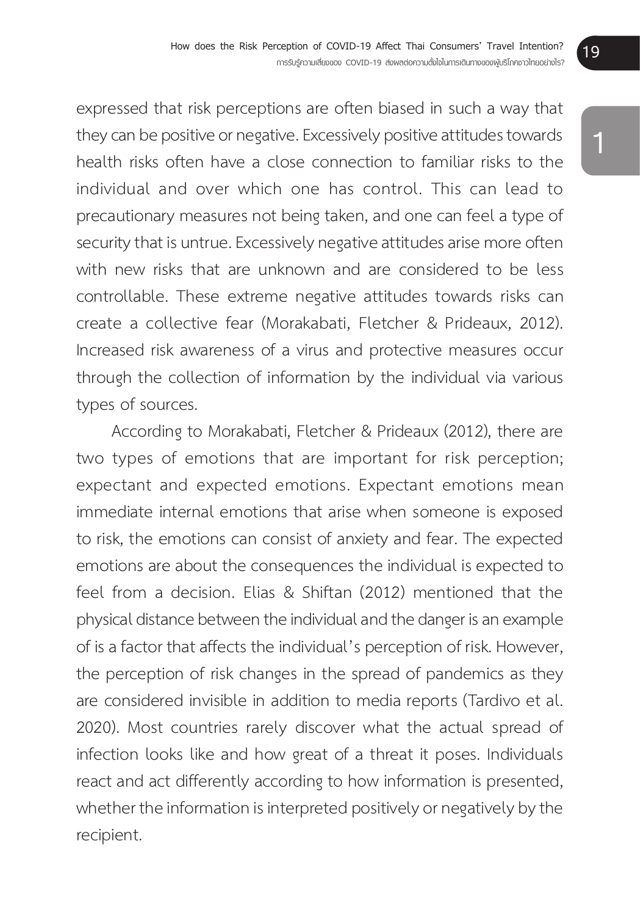expressed that risk perceptions are often biased in such a way that they can be positive or negative. Excessively positive attitudes towards health risks often have a close connection to familiar risks to the individual and over which one has control. This can lead to precautionary measures not being taken, and one can feel a type of security that is untrue. Excessively negative attitudes arise more often with new risks that are unknown and are considered to be less controllable. These extreme negative attitudes towards risks can create a collective fear (Morakabati, Fletcher & Prideaux, 2012). Increased risk awareness of a virus and protective measures occur through the collection of information by the individual via various types of sources.

According to Morakabati, Fletcher & Prideaux (2012), there are two types of emotions that are important for risk perception; expectant and expected emotions. Expectant emotions mean immediate internal emotions that arise when someone is exposed to risk, the emotions can consist of anxiety and fear. The expected emotions are about the consequences the individual is expected to feel from a decision. Elias & Shiftan (2012) mentioned that the physical distance between the individual and the danger is an example of is a factor that affects the individual's perception of risk. However, the perception of risk changes in the spread of pandemics as they are considered invisible in addition to media reports (Tardivo et al. 2020). Most countries rarely discover what the actual spread of infection looks like and how great of a threat it poses. Individuals react and act differently according to how information is presented, whether the information is interpreted positively or negatively by the recipient.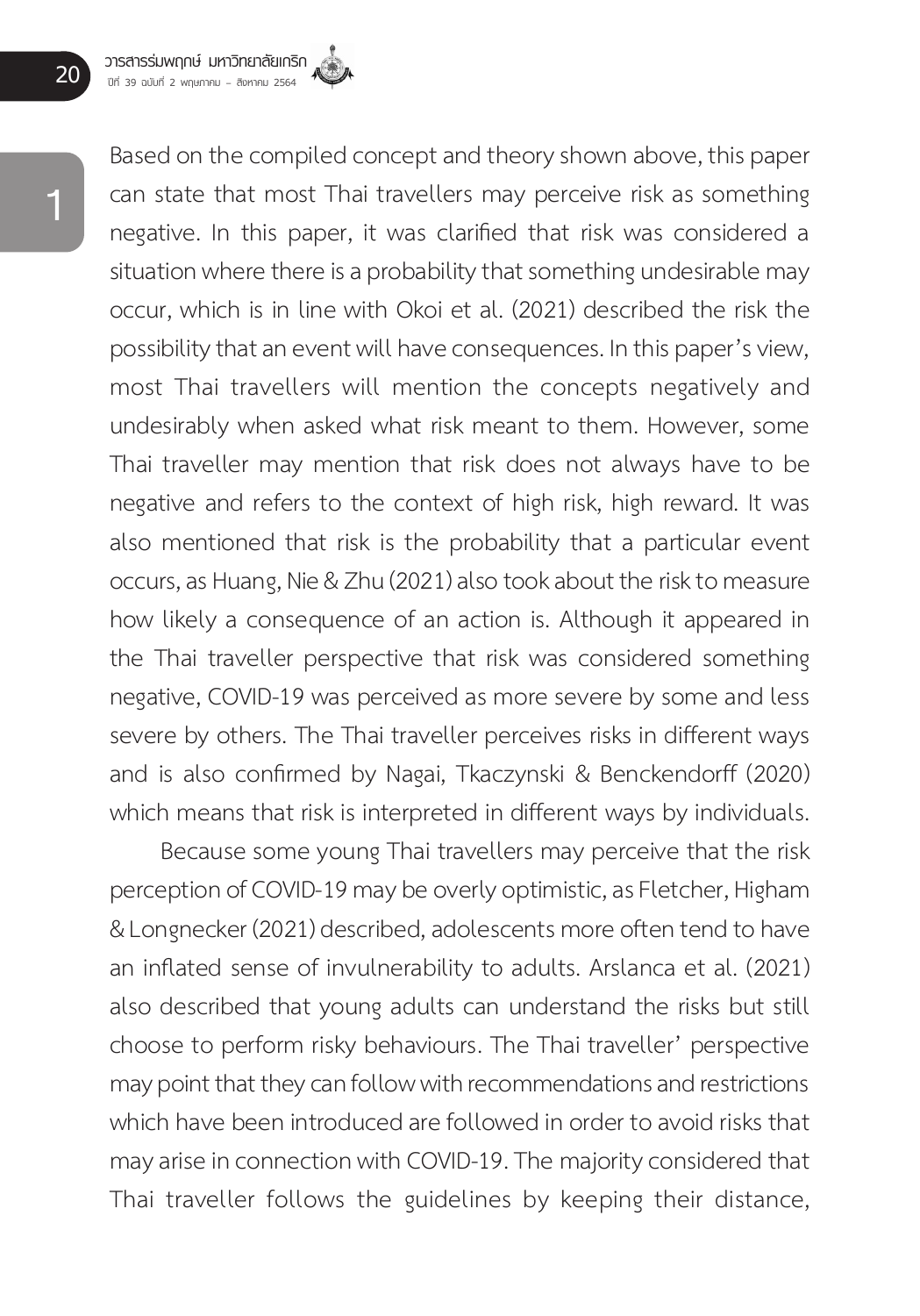Based on the compiled concept and theory shown above, this paper can state that most Thai travellers may perceive risk as something negative. In this paper, it was clarified that risk was considered a situation where there is a probability that something undesirable may occur, which is in line with Okoi et al. (2021) described the risk the possibility that an event will have consequences. In this paper's view, most Thai travellers will mention the concepts negatively and undesirably when asked what risk meant to them. However, some Thai traveller may mention that risk does not always have to be negative and refers to the context of high risk, high reward. It was also mentioned that risk is the probability that a particular event occurs, as Huang, Nie & Zhu (2021) also took about the risk to measure how likely a consequence of an action is. Although it appeared in the Thai traveller perspective that risk was considered something negative, COVID-19 was perceived as more severe by some and less severe by others. The Thai traveller perceives risks in different ways and is also confirmed by Nagai, Tkaczynski & Benckendorff (2020) which means that risk is interpreted in different ways by individuals.

Because some young Thai travellers may perceive that the risk perception of COVID-19 may be overly optimistic, as Fletcher, Higham & Longnecker (2021) described, adolescents more often tend to have an inflated sense of invulnerability to adults. Arslanca et al. (2021) also described that young adults can understand the risks but still choose to perform risky behaviours. The Thai traveller' perspective may point that they can follow with recommendations and restrictions which have been introduced are followed in order to avoid risks that may arise in connection with COVID-19. The majority considered that Thai traveller follows the guidelines by keeping their distance,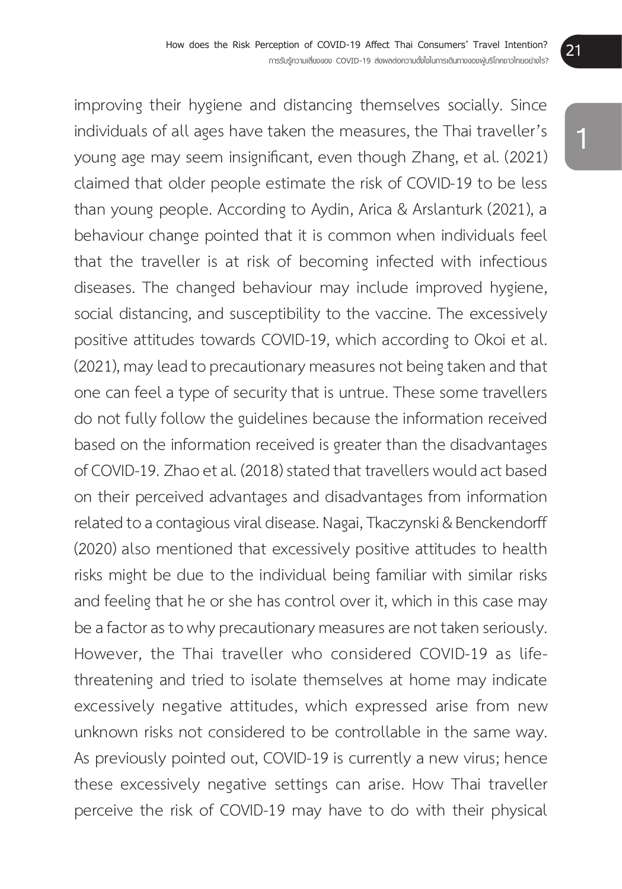improving their hygiene and distancing themselves socially. Since individuals of all ages have taken the measures, the Thai traveller's young age may seem insignificant, even though Zhang, et al. (2021) claimed that older people estimate the risk of COVID-19 to be less than young people. According to Aydin, Arica & Arslanturk (2021), a behaviour change pointed that it is common when individuals feel that the traveller is at risk of becoming infected with infectious diseases. The changed behaviour may include improved hygiene, social distancing, and susceptibility to the vaccine. The excessively positive attitudes towards COVID-19, which according to Okoi et al. (2021), may lead to precautionary measures not being taken and that one can feel a type of security that is untrue. These some travellers do not fully follow the guidelines because the information received based on the information received is greater than the disadvantages of COVID-19. Zhao et al. (2018) stated that travellers would act based on their perceived advantages and disadvantages from information related to a contagious viral disease. Nagai, Tkaczynski & Benckendorff (2020) also mentioned that excessively positive attitudes to health risks might be due to the individual being familiar with similar risks and feeling that he or she has control over it, which in this case may be a factor as to why precautionary measures are not taken seriously. However, the Thai traveller who considered COVID-19 as life-threatening and tried to isolate themselves at home may indicate excessively negative attitudes, which expressed arise from new unknown risks not considered to be controllable in the same way. As previously pointed out, COVID-19 is currently a new virus; hence these excessively negative settings can arise. How Thai traveller perceive the risk of COVID-19 may have to do with their physical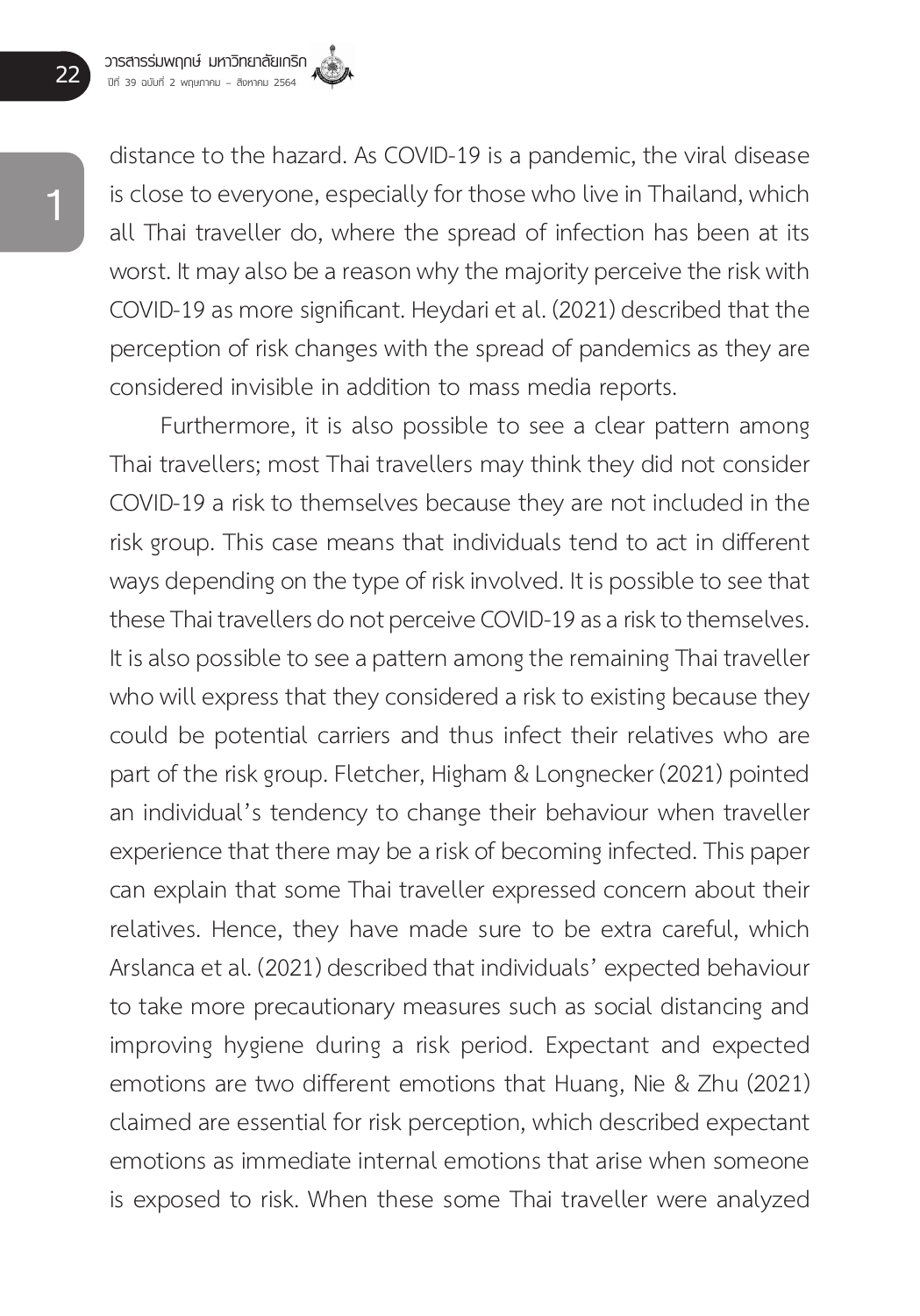distance to the hazard. As COVID-19 is a pandemic, the viral disease is close to everyone, especially for those who live in Thailand, which all Thai traveller do, where the spread of infection has been at its worst. It may also be a reason why the majority perceive the risk with COVID-19 as more significant. Heydari et al. (2021) described that the perception of risk changes with the spread of pandemics as they are considered invisible in addition to mass media reports.

Furthermore, it is also possible to see a clear pattern among Thai travellers; most Thai travellers may think they did not consider COVID-19 a risk to themselves because they are not included in the risk group. This case means that individuals tend to act in different ways depending on the type of risk involved. It is possible to see that these Thai travellers do not perceive COVID-19 as a risk to themselves. It is also possible to see a pattern among the remaining Thai traveller who will express that they considered a risk to existing because they could be potential carriers and thus infect their relatives who are part of the risk group. Fletcher, Higham & Longnecker (2021) pointed an individual's tendency to change their behaviour when traveller experience that there may be a risk of becoming infected. This paper can explain that some Thai traveller expressed concern about their relatives. Hence, they have made sure to be extra careful, which Arslanca et al. (2021) described that individuals' expected behaviour to take more precautionary measures such as social distancing and improving hygiene during a risk period. Expectant and expected emotions are two different emotions that Huang, Nie & Zhu (2021) claimed are essential for risk perception, which described expectant emotions as immediate internal emotions that arise when someone is exposed to risk. When these some Thai traveller were analyzed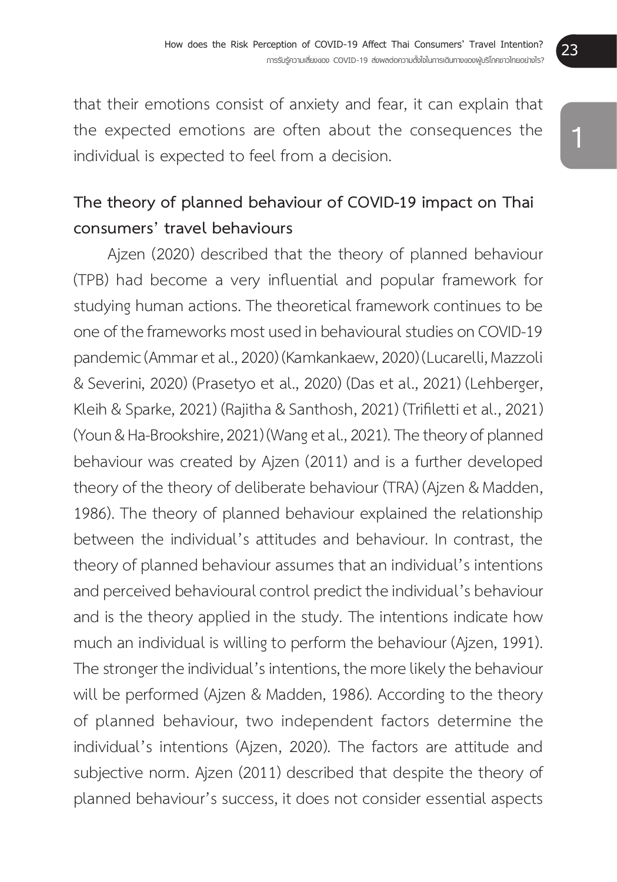that their emotions consist of anxiety and fear, it can explain that the expected emotions are often about the consequences the individual is expected to feel from a decision.

## The theory of planned behaviour of COVID-19 impact on Thai consumers' travel behaviours

Ajzen (2020) described that the theory of planned behaviour (TPB) had become a very influential and popular framework for studying human actions. The theoretical framework continues to be one of the frameworks most used in behavioural studies on COVID-19 pandemic (Ammar et al., 2020) (Kamkankaew, 2020) (Lucarelli, Mazzoli & Severini, 2020) (Prasetyo et al., 2020) (Das et al., 2021) (Lehberger, Kleih & Sparke, 2021) (Rajitha & Santhosh, 2021) (Trifiletti et al., 2021) (Youn & Ha-Brookshire, 2021) (Wang et al., 2021). The theory of planned behaviour was created by Ajzen (2011) and is a further developed theory of the theory of deliberate behaviour (TRA) (Ajzen & Madden, 1986). The theory of planned behaviour explained the relationship between the individual's attitudes and behaviour. In contrast, the theory of planned behaviour assumes that an individual's intentions and perceived behavioural control predict the individual's behaviour and is the theory applied in the study. The intentions indicate how much an individual is willing to perform the behaviour (Ajzen, 1991). The stronger the individual's intentions, the more likely the behaviour will be performed (Ajzen & Madden, 1986). According to the theory of planned behaviour, two independent factors determine the individual's intentions (Ajzen, 2020). The factors are attitude and subjective norm. Ajzen (2011) described that despite the theory of planned behaviour's success, it does not consider essential aspects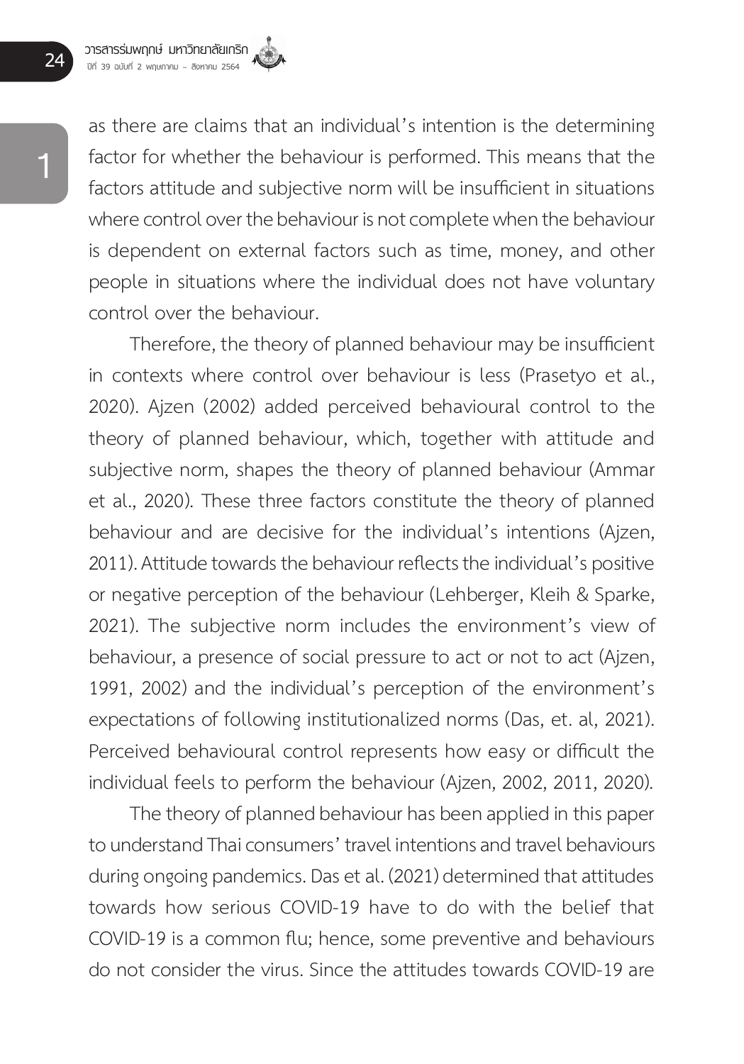as there are claims that an individual's intention is the determining factor for whether the behaviour is performed. This means that the factors attitude and subjective norm will be insufficient in situations where control over the behaviour is not complete when the behaviour is dependent on external factors such as time, money, and other people in situations where the individual does not have voluntary control over the behaviour.

Therefore, the theory of planned behaviour may be insufficient in contexts where control over behaviour is less (Prasetyo et al., 2020). Ajzen (2002) added perceived behavioural control to the theory of planned behaviour, which, together with attitude and subjective norm, shapes the theory of planned behaviour (Ammar et al., 2020). These three factors constitute the theory of planned behaviour and are decisive for the individual's intentions (Ajzen, 2011). Attitude towards the behaviour reflects the individual's positive or negative perception of the behaviour (Lehberger, Kleih & Sparke, 2021). The subjective norm includes the environment's view of behaviour, a presence of social pressure to act or not to act (Ajzen, 1991, 2002) and the individual's perception of the environment's expectations of following institutionalized norms (Das, et. al, 2021). Perceived behavioural control represents how easy or difficult the individual feels to perform the behaviour (Ajzen, 2002, 2011, 2020).

The theory of planned behaviour has been applied in this paper to understand Thai consumers' travel intentions and travel behaviours during ongoing pandemics. Das et al. (2021) determined that attitudes towards how serious COVID-19 have to do with the belief that COVID-19 is a common flu; hence, some preventive and behaviours do not consider the virus. Since the attitudes towards COVID-19 are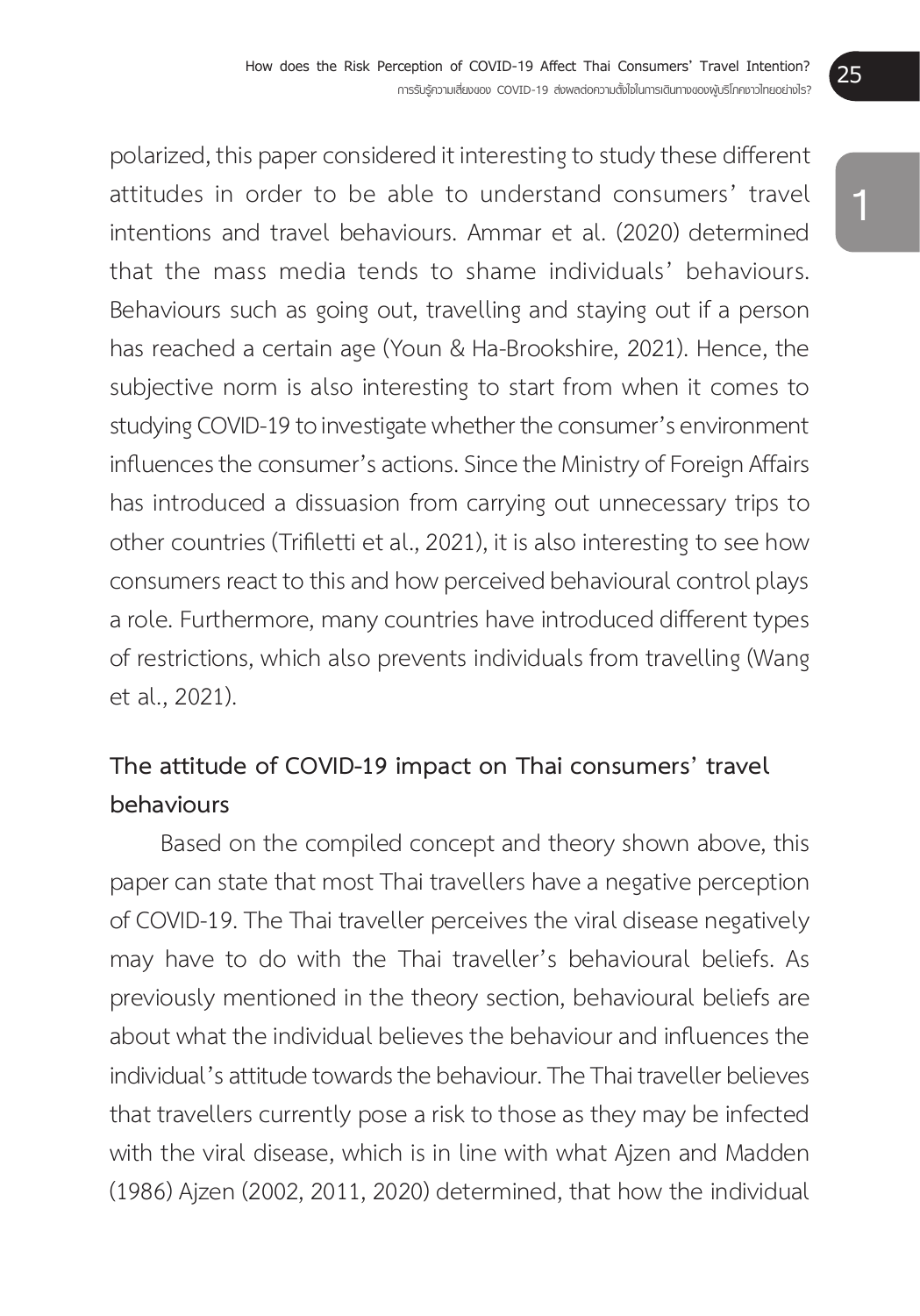polarized, this paper considered it interesting to study these different attitudes in order to be able to understand consumers' travel intentions and travel behaviours. Ammar et al. (2020) determined that the mass media tends to shame individuals' behaviours. Behaviours such as going out, travelling and staying out if a person has reached a certain age (Youn & Ha-Brookshire, 2021). Hence, the subjective norm is also interesting to start from when it comes to studying COVID-19 to investigate whether the consumer's environment influences the consumer's actions. Since the Ministry of Foreign Affairs has introduced a dissuasion from carrying out unnecessary trips to other countries (Trifiletti et al., 2021), it is also interesting to see how consumers react to this and how perceived behavioural control plays a role. Furthermore, many countries have introduced different types of restrictions, which also prevents individuals from travelling (Wang et al., 2021).

## The attitude of COVID-19 impact on Thai consumers' travel behaviours

Based on the compiled concept and theory shown above, this paper can state that most Thai travellers have a negative perception of COVID-19. The Thai traveller perceives the viral disease negatively may have to do with the Thai traveller's behavioural beliefs. As previously mentioned in the theory section, behavioural beliefs are about what the individual believes the behaviour and influences the individual's attitude towards the behaviour. The Thai traveller believes that travellers currently pose a risk to those as they may be infected with the viral disease, which is in line with what Ajzen and Madden (1986) Ajzen (2002, 2011, 2020) determined, that how the individual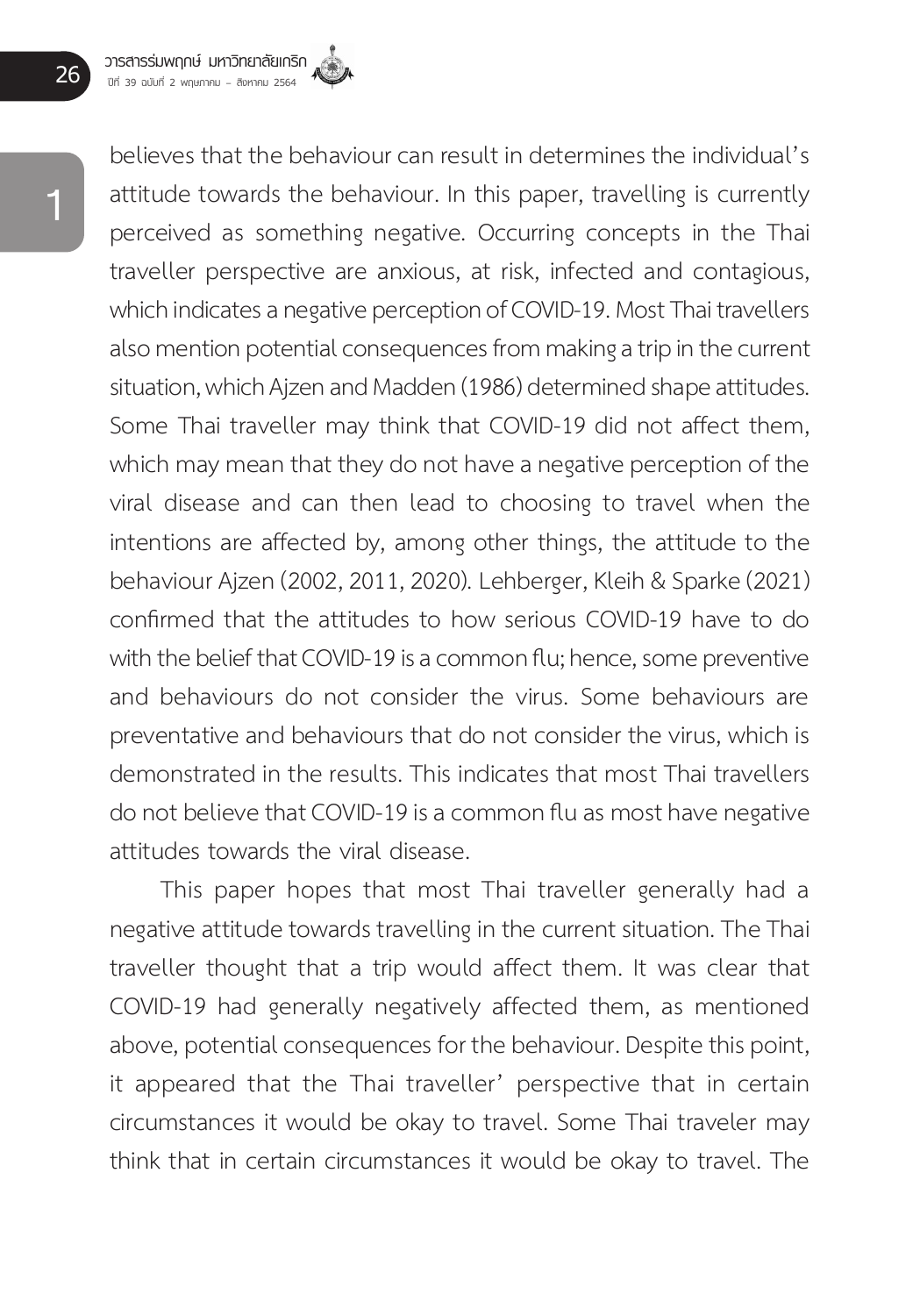believes that the behaviour can result in determines the individual's attitude towards the behaviour. In this paper, travelling is currently perceived as something negative. Occurring concepts in the Thai traveller perspective are anxious, at risk, infected and contagious, which indicates a negative perception of COVID-19. Most Thai travellers also mention potential consequences from making a trip in the current situation, which Ajzen and Madden (1986) determined shape attitudes. Some Thai traveller may think that COVID-19 did not affect them, which may mean that they do not have a negative perception of the viral disease and can then lead to choosing to travel when the intentions are affected by, among other things, the attitude to the behaviour Ajzen (2002, 2011, 2020). Lehberger, Kleih & Sparke (2021) confirmed that the attitudes to how serious COVID-19 have to do with the belief that COVID-19 is a common flu; hence, some preventive and behaviours do not consider the virus. Some behaviours are preventative and behaviours that do not consider the virus, which is demonstrated in the results. This indicates that most Thai travellers do not believe that COVID-19 is a common flu as most have negative attitudes towards the viral disease.

This paper hopes that most Thai traveller generally had a negative attitude towards travelling in the current situation. The Thai traveller thought that a trip would affect them. It was clear that COVID-19 had generally negatively affected them, as mentioned above, potential consequences for the behaviour. Despite this point, it appeared that the Thai traveller' perspective that in certain circumstances it would be okay to travel. Some Thai traveler may think that in certain circumstances it would be okay to travel. The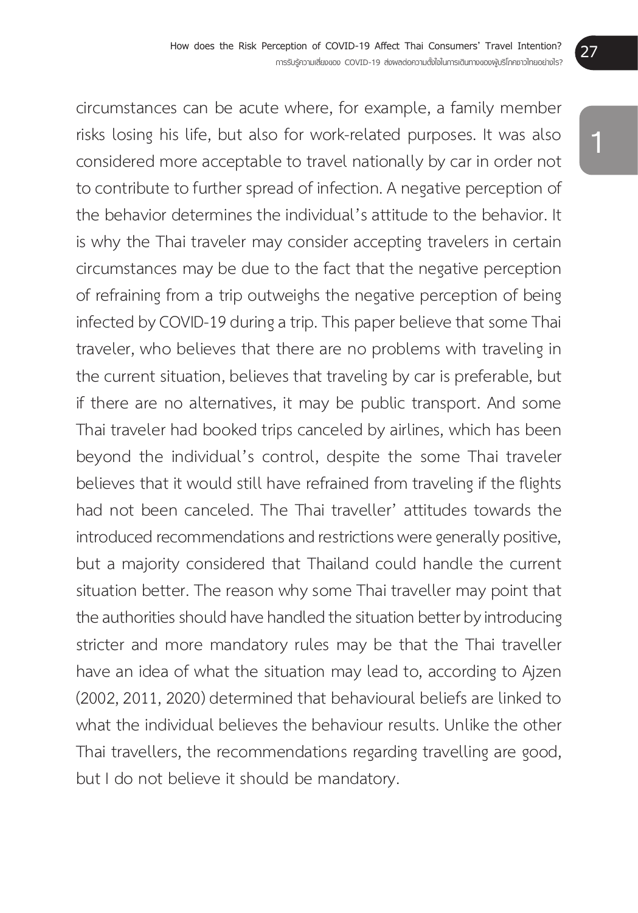circumstances can be acute where, for example, a family member risks losing his life, but also for work-related purposes. It was also considered more acceptable to travel nationally by car in order not to contribute to further spread of infection. A negative perception of the behavior determines the individual's attitude to the behavior. It is why the Thai traveler may consider accepting travelers in certain circumstances may be due to the fact that the negative perception of refraining from a trip outweighs the negative perception of being infected by COVID-19 during a trip. This paper believe that some Thai traveler, who believes that there are no problems with traveling in the current situation, believes that traveling by car is preferable, but if there are no alternatives, it may be public transport. And some Thai traveler had booked trips canceled by airlines, which has been beyond the individual's control, despite the some Thai traveler believes that it would still have refrained from traveling if the flights had not been canceled. The Thai traveller' attitudes towards the introduced recommendations and restrictions were generally positive, but a majority considered that Thailand could handle the current situation better. The reason why some Thai traveller may point that the authorities should have handled the situation better by introducing stricter and more mandatory rules may be that the Thai traveller have an idea of what the situation may lead to, according to Ajzen (2002, 2011, 2020) determined that behavioural beliefs are linked to what the individual believes the behaviour results. Unlike the other Thai travellers, the recommendations regarding travelling are good, but I do not believe it should be mandatory.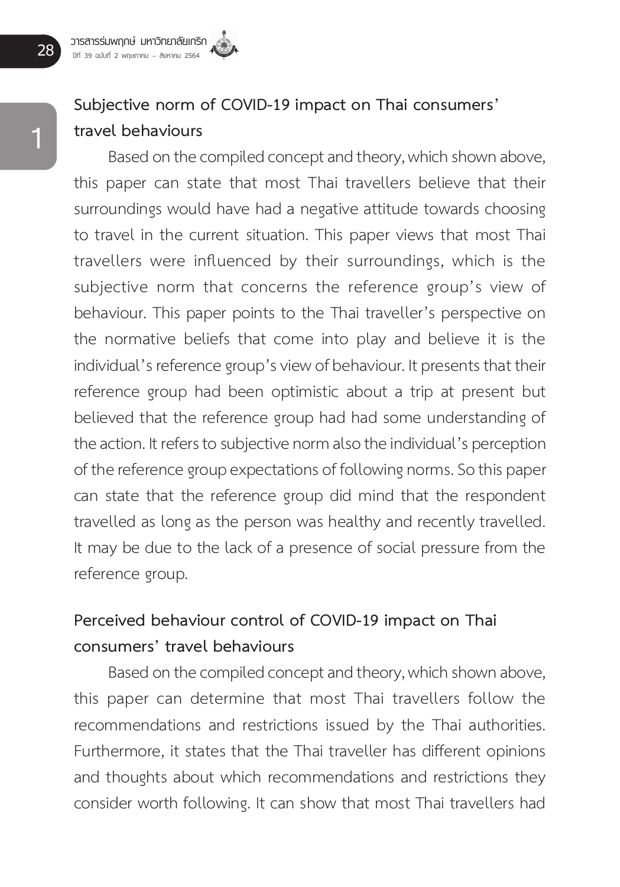## Subjective norm of COVID-19 impact on Thai consumers' travel behaviours

Based on the compiled concept and theory, which shown above, this paper can state that most Thai travellers believe that their surroundings would have had a negative attitude towards choosing to travel in the current situation. This paper views that most Thai travellers were influenced by their surroundings, which is the subjective norm that concerns the reference group's view of behaviour. This paper points to the Thai traveller's perspective on the normative beliefs that come into play and believe it is the individual's reference group's view of behaviour. It presents that their reference group had been optimistic about a trip at present but believed that the reference group had had some understanding of the action. It refers to subjective norm also the individual's perception of the reference group expectations of following norms. So this paper can state that the reference group did mind that the respondent travelled as long as the person was healthy and recently travelled. It may be due to the lack of a presence of social pressure from the reference group.

## Perceived behaviour control of COVID-19 impact on Thai consumers' travel behaviours

Based on the compiled concept and theory, which shown above, this paper can determine that most Thai travellers follow the recommendations and restrictions issued by the Thai authorities. Furthermore, it states that the Thai traveller has different opinions and thoughts about which recommendations and restrictions they consider worth following. It can show that most Thai travellers had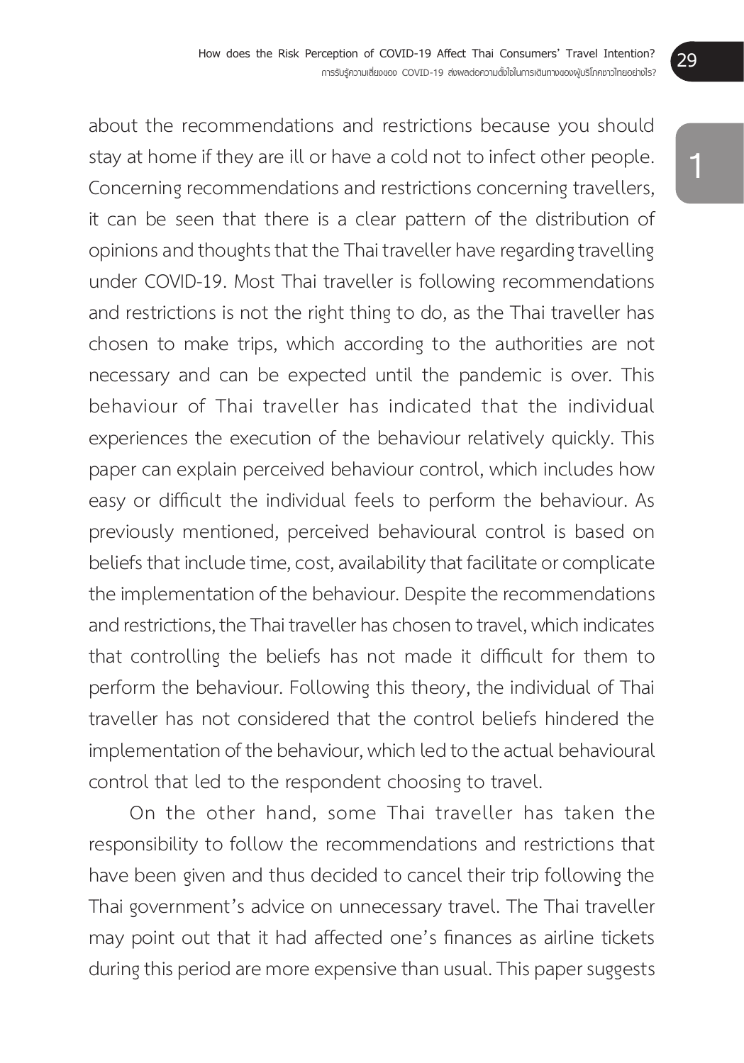about the recommendations and restrictions because you should stay at home if they are ill or have a cold not to infect other people. Concerning recommendations and restrictions concerning travellers, it can be seen that there is a clear pattern of the distribution of opinions and thoughts that the Thai traveller have regarding travelling under COVID-19. Most Thai traveller is following recommendations and restrictions is not the right thing to do, as the Thai traveller has chosen to make trips, which according to the authorities are not necessary and can be expected until the pandemic is over. This behaviour of Thai traveller has indicated that the individual experiences the execution of the behaviour relatively quickly. This paper can explain perceived behaviour control, which includes how easy or difficult the individual feels to perform the behaviour. As previously mentioned, perceived behavioural control is based on beliefs that include time, cost, availability that facilitate or complicate the implementation of the behaviour. Despite the recommendations and restrictions, the Thai traveller has chosen to travel, which indicates that controlling the beliefs has not made it difficult for them to perform the behaviour. Following this theory, the individual of Thai traveller has not considered that the control beliefs hindered the implementation of the behaviour, which led to the actual behavioural control that led to the respondent choosing to travel.

On the other hand, some Thai traveller has taken the responsibility to follow the recommendations and restrictions that have been given and thus decided to cancel their trip following the Thai government's advice on unnecessary travel. The Thai traveller may point out that it had affected one's finances as airline tickets during this period are more expensive than usual. This paper suggests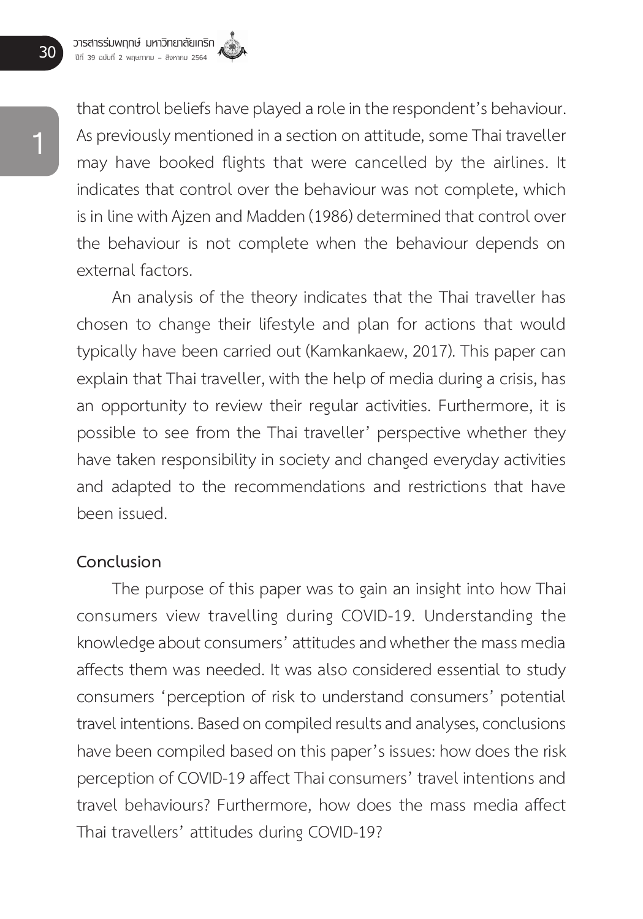that control beliefs have played a role in the respondent's behaviour. As previously mentioned in a section on attitude, some Thai traveller may have booked flights that were cancelled by the airlines. It indicates that control over the behaviour was not complete, which is in line with Ajzen and Madden (1986) determined that control over the behaviour is not complete when the behaviour depends on external factors.

An analysis of the theory indicates that the Thai traveller has chosen to change their lifestyle and plan for actions that would typically have been carried out (Kamkankaew, 2017). This paper can explain that Thai traveller, with the help of media during a crisis, has an opportunity to review their regular activities. Furthermore, it is possible to see from the Thai traveller' perspective whether they have taken responsibility in society and changed everyday activities and adapted to the recommendations and restrictions that have been issued.

## Conclusion

The purpose of this paper was to gain an insight into how Thai consumers view travelling during COVID-19. Understanding the knowledge about consumers' attitudes and whether the mass media affects them was needed. It was also considered essential to study consumers 'perception of risk to understand consumers' potential travel intentions. Based on compiled results and analyses, conclusions have been compiled based on this paper's issues: how does the risk perception of COVID-19 affect Thai consumers' travel intentions and travel behaviours? Furthermore, how does the mass media affect Thai travellers' attitudes during COVID-19?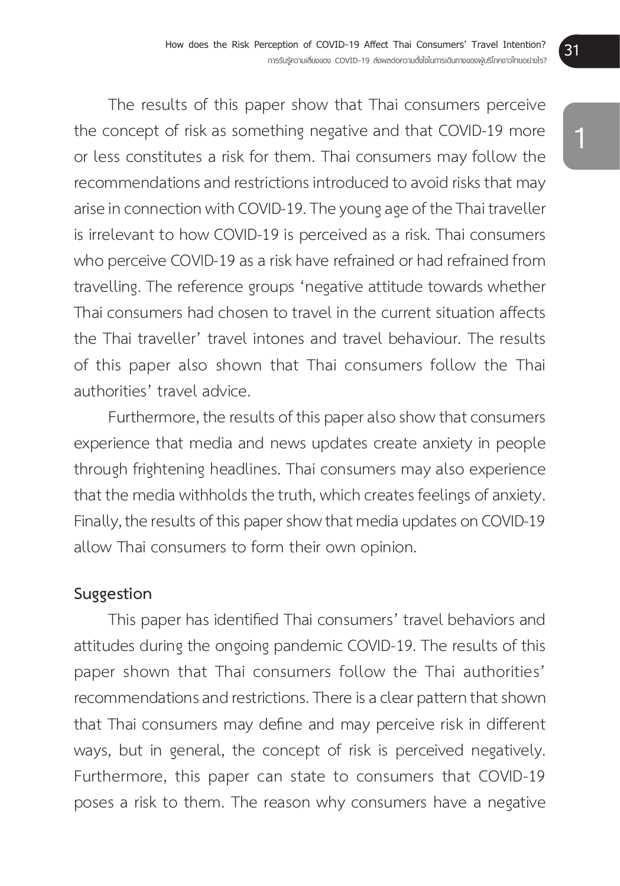The results of this paper show that Thai consumers perceive the concept of risk as something negative and that COVID-19 more or less constitutes a risk for them. Thai consumers may follow the recommendations and restrictions introduced to avoid risks that may arise in connection with COVID-19. The young age of the Thai traveller is irrelevant to how COVID-19 is perceived as a risk. Thai consumers who perceive COVID-19 as a risk have refrained or had refrained from travelling. The reference groups 'negative attitude towards whether Thai consumers had chosen to travel in the current situation affects the Thai traveller' travel intones and travel behaviour. The results of this paper also shown that Thai consumers follow the Thai authorities' travel advice.

Furthermore, the results of this paper also show that consumers experience that media and news updates create anxiety in people through frightening headlines. Thai consumers may also experience that the media withholds the truth, which creates feelings of anxiety. Finally, the results of this paper show that media updates on COVID-19 allow Thai consumers to form their own opinion.

## Suggestion

This paper has identified Thai consumers' travel behaviors and attitudes during the ongoing pandemic COVID-19. The results of this paper shown that Thai consumers follow the Thai authorities' recommendations and restrictions. There is a clear pattern that shown that Thai consumers may define and may perceive risk in different ways, but in general, the concept of risk is perceived negatively. Furthermore, this paper can state to consumers that COVID-19 poses a risk to them. The reason why consumers have a negative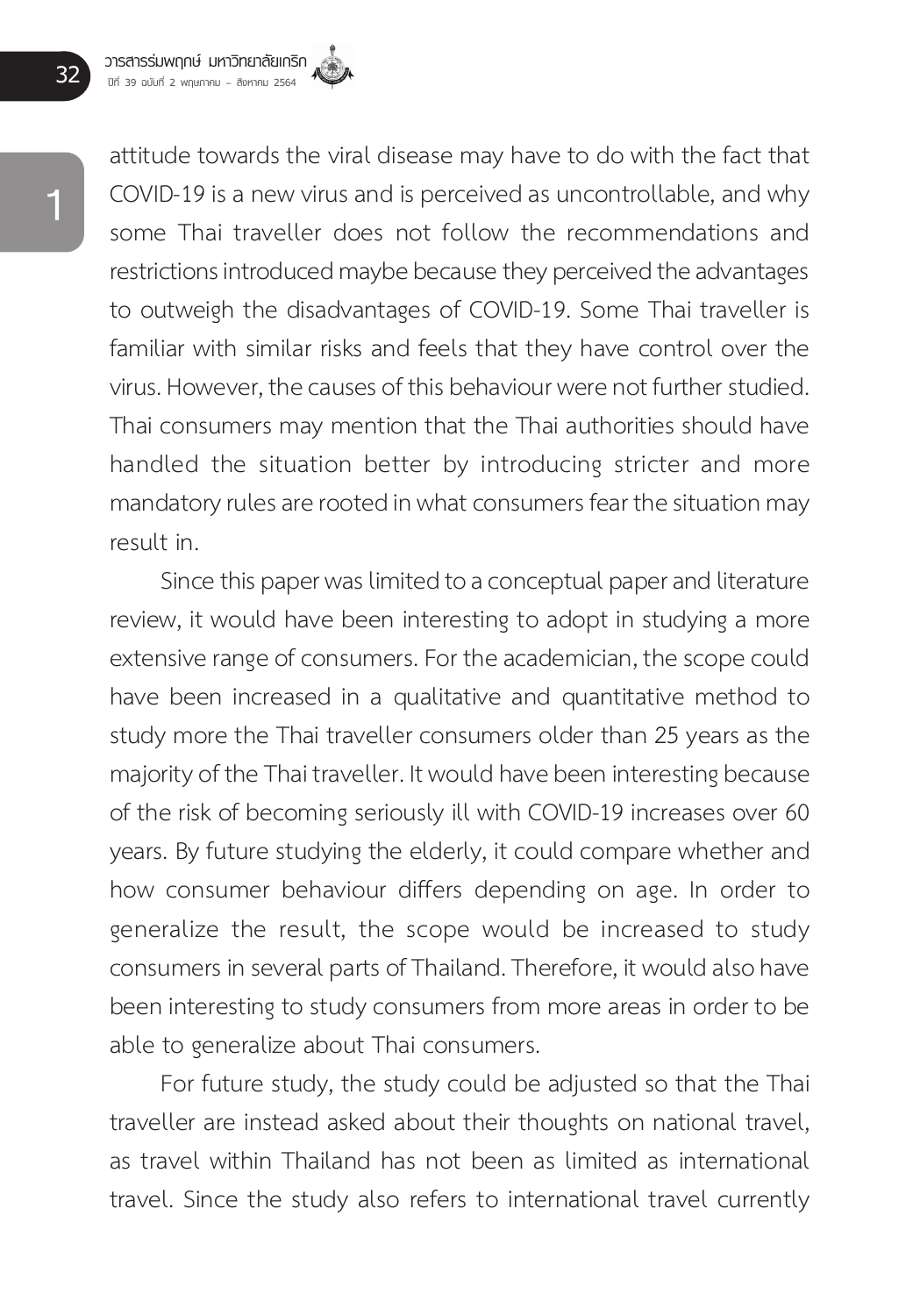attitude towards the viral disease may have to do with the fact that COVID-19 is a new virus and is perceived as uncontrollable, and why some Thai traveller does not follow the recommendations and restrictions introduced maybe because they perceived the advantages to outweigh the disadvantages of COVID-19. Some Thai traveller is familiar with similar risks and feels that they have control over the virus. However, the causes of this behaviour were not further studied. Thai consumers may mention that the Thai authorities should have handled the situation better by introducing stricter and more mandatory rules are rooted in what consumers fear the situation may result in.

Since this paper was limited to a conceptual paper and literature review, it would have been interesting to adopt in studying a more extensive range of consumers. For the academician, the scope could have been increased in a qualitative and quantitative method to study more the Thai traveller consumers older than 25 years as the majority of the Thai traveller. It would have been interesting because of the risk of becoming seriously ill with COVID-19 increases over 60 years. By future studying the elderly, it could compare whether and how consumer behaviour differs depending on age. In order to generalize the result, the scope would be increased to study consumers in several parts of Thailand. Therefore, it would also have been interesting to study consumers from more areas in order to be able to generalize about Thai consumers.

For future study, the study could be adjusted so that the Thai traveller are instead asked about their thoughts on national travel, as travel within Thailand has not been as limited as international travel. Since the study also refers to international travel currently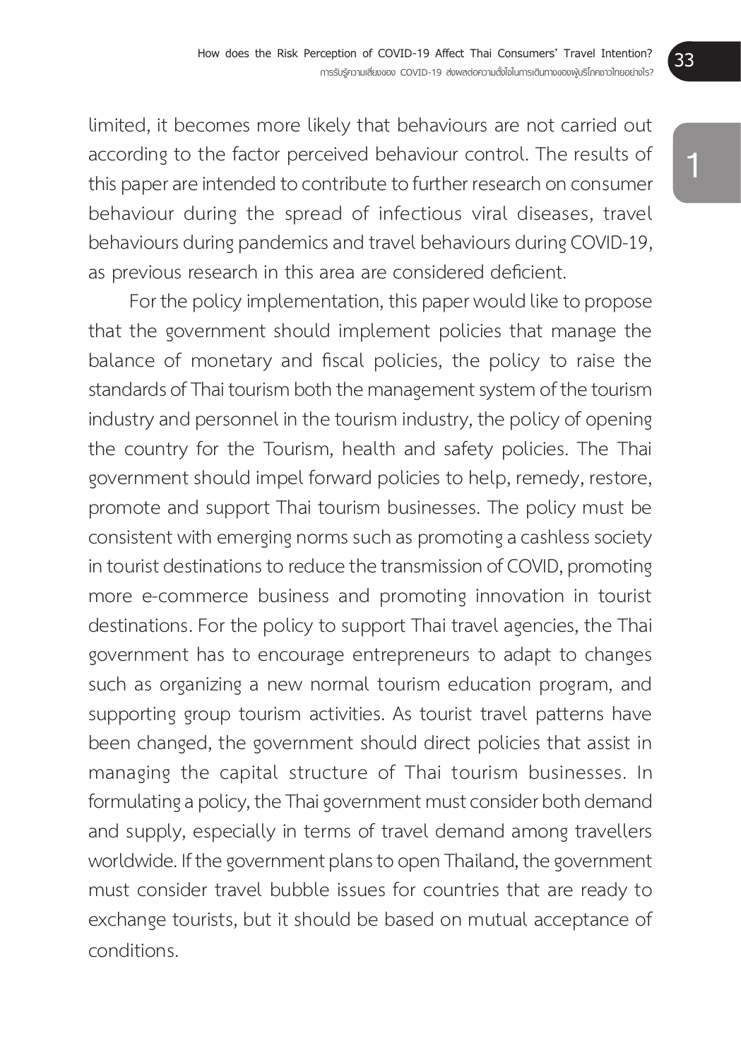limited, it becomes more likely that behaviours are not carried out according to the factor perceived behaviour control. The results of this paper are intended to contribute to further research on consumer behaviour during the spread of infectious viral diseases, travel behaviours during pandemics and travel behaviours during COVID-19, as previous research in this area are considered deficient.

For the policy implementation, this paper would like to propose that the government should implement policies that manage the balance of monetary and fiscal policies, the policy to raise the standards of Thai tourism both the management system of the tourism industry and personnel in the tourism industry, the policy of opening the country for the Tourism, health and safety policies. The Thai government should impel forward policies to help, remedy, restore, promote and support Thai tourism businesses. The policy must be consistent with emerging norms such as promoting a cashless society in tourist destinations to reduce the transmission of COVID, promoting more e-commerce business and promoting innovation in tourist destinations. For the policy to support Thai travel agencies, the Thai government has to encourage entrepreneurs to adapt to changes such as organizing a new normal tourism education program, and supporting group tourism activities. As tourist travel patterns have been changed, the government should direct policies that assist in managing the capital structure of Thai tourism businesses. In formulating a policy, the Thai government must consider both demand and supply, especially in terms of travel demand among travellers worldwide. If the government plans to open Thailand, the government must consider travel bubble issues for countries that are ready to exchange tourists, but it should be based on mutual acceptance of conditions.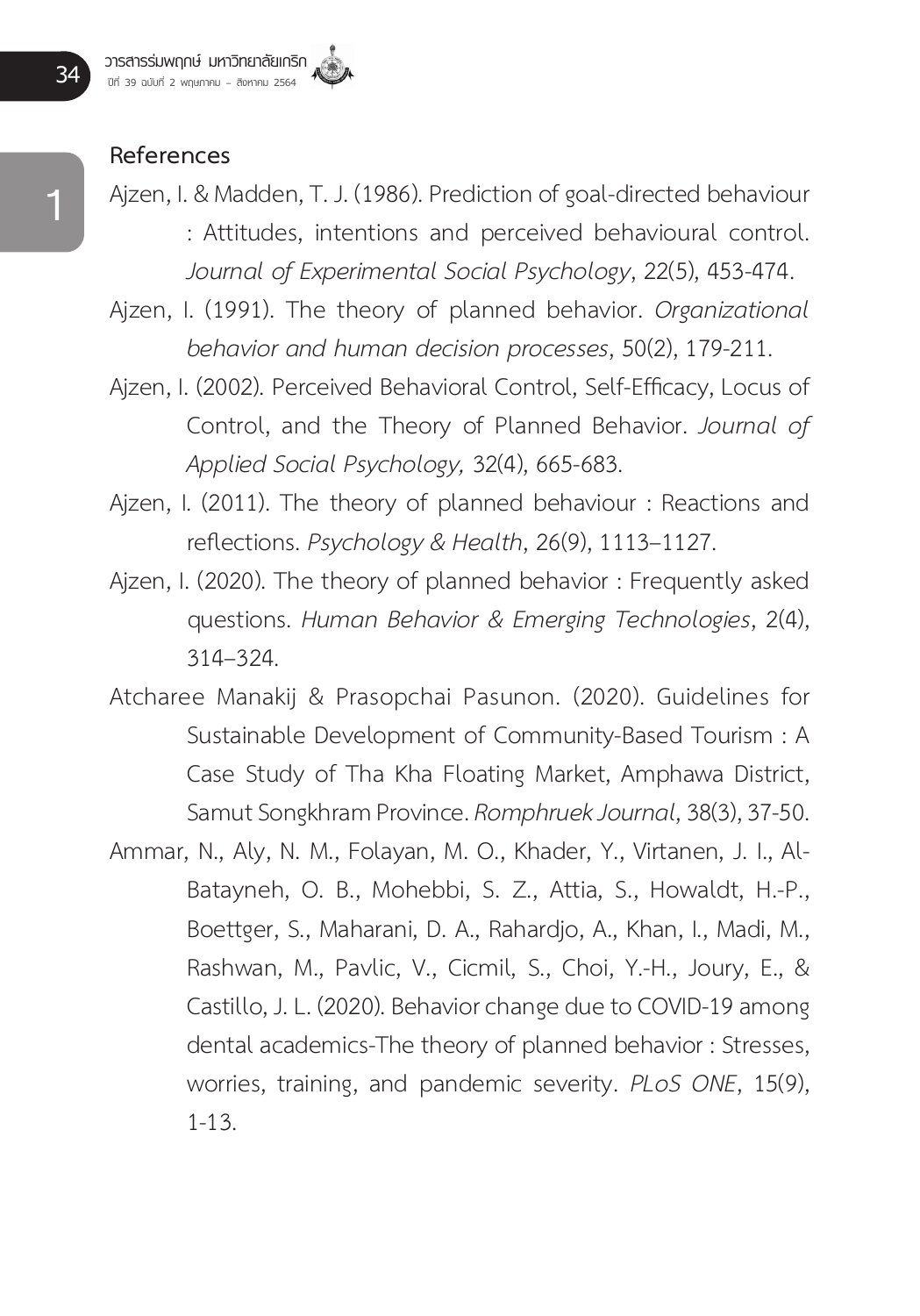## References

Ajzen, I. & Madden, T. J. (1986). Prediction of goal-directed behaviour : Attitudes, intentions and perceived behavioural control. *Journal of Experimental Social Psychology*, 22(5), 453-474.

Ajzen, I. (1991). The theory of planned behavior. *Organizational behavior and human decision processes*, 50(2), 179-211.

Ajzen, I. (2002). Perceived Behavioral Control, Self-Efficacy, Locus of Control, and the Theory of Planned Behavior. *Journal of Applied Social Psychology,* 32(4), 665-683.

Ajzen, I. (2011). The theory of planned behaviour : Reactions and reflections. *Psychology & Health*, 26(9), 1113–1127.

Ajzen, I. (2020). The theory of planned behavior : Frequently asked questions. *Human Behavior & Emerging Technologies*, 2(4), 314–324.

Atcharee Manakij & Prasopchai Pasunon. (2020). Guidelines for Sustainable Development of Community-Based Tourism : A Case Study of Tha Kha Floating Market, Amphawa District, Samut Songkhram Province. *Romphruek Journal*, 38(3), 37-50.

Ammar, N., Aly, N. M., Folayan, M. O., Khader, Y., Virtanen, J. I., Al-Batayneh, O. B., Mohebbi, S. Z., Attia, S., Howaldt, H.-P., Boettger, S., Maharani, D. A., Rahardjo, A., Khan, I., Madi, M., Rashwan, M., Pavlic, V., Cicmil, S., Choi, Y.-H., Joury, E., & Castillo, J. L. (2020). Behavior change due to COVID-19 among dental academics-The theory of planned behavior : Stresses, worries, training, and pandemic severity. *PLoS ONE*, 15(9), 1-13.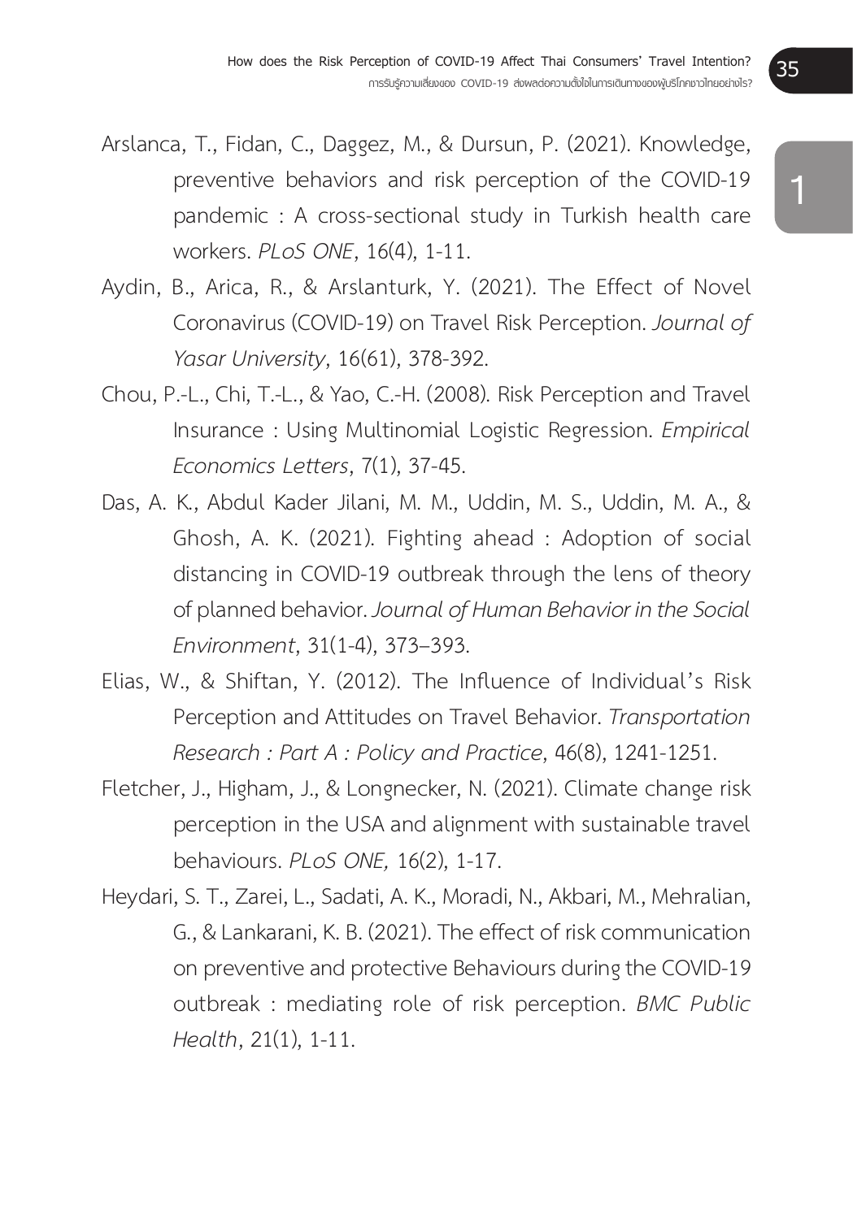Arslanca, T., Fidan, C., Daggez, M., & Dursun, P. (2021). Knowledge, preventive behaviors and risk perception of the COVID-19 pandemic : A cross-sectional study in Turkish health care workers. *PLoS ONE*, 16(4), 1-11.

Aydin, B., Arica, R., & Arslanturk, Y. (2021). The Effect of Novel Coronavirus (COVID-19) on Travel Risk Perception. *Journal of Yasar University*, 16(61), 378-392.

Chou, P.-L., Chi, T.-L., & Yao, C.-H. (2008). Risk Perception and Travel Insurance : Using Multinomial Logistic Regression. *Empirical Economics Letters*, 7(1), 37-45.

Das, A. K., Abdul Kader Jilani, M. M., Uddin, M. S., Uddin, M. A., & Ghosh, A. K. (2021). Fighting ahead : Adoption of social distancing in COVID-19 outbreak through the lens of theory of planned behavior. *Journal of Human Behavior in the Social Environment*, 31(1-4), 373–393.

Elias, W., & Shiftan, Y. (2012). The Influence of Individual's Risk Perception and Attitudes on Travel Behavior. *Transportation Research : Part A : Policy and Practice*, 46(8), 1241-1251.

Fletcher, J., Higham, J., & Longnecker, N. (2021). Climate change risk perception in the USA and alignment with sustainable travel behaviours. *PLoS ONE,* 16(2), 1-17.

Heydari, S. T., Zarei, L., Sadati, A. K., Moradi, N., Akbari, M., Mehralian, G., & Lankarani, K. B. (2021). The effect of risk communication on preventive and protective Behaviours during the COVID-19 outbreak : mediating role of risk perception. *BMC Public Health*, 21(1), 1-11.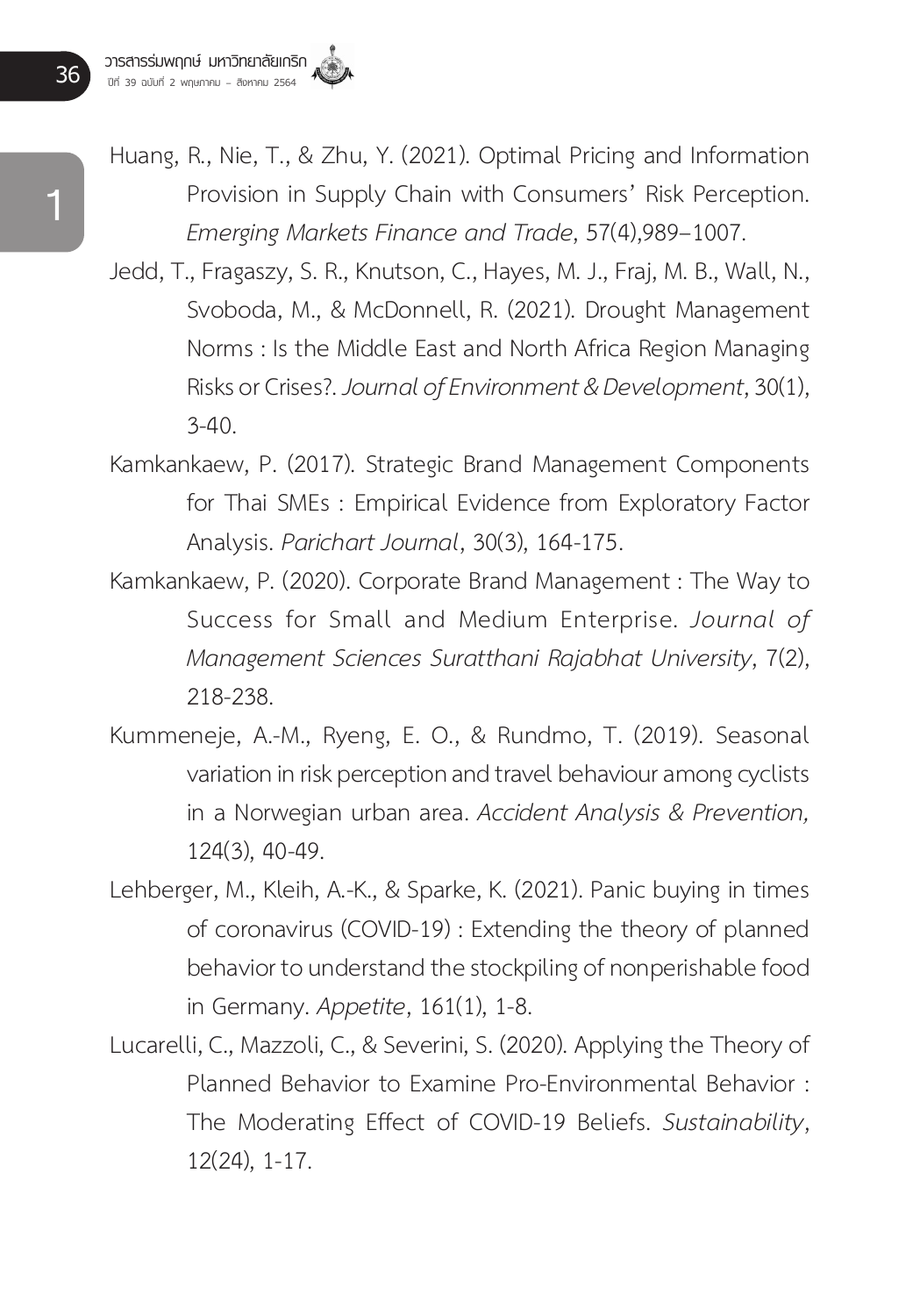Huang, R., Nie, T., & Zhu, Y. (2021). Optimal Pricing and Information Provision in Supply Chain with Consumers' Risk Perception. *Emerging Markets Finance and Trade*, 57(4),989–1007.

Jedd, T., Fragaszy, S. R., Knutson, C., Hayes, M. J., Fraj, M. B., Wall, N., Svoboda, M., & McDonnell, R. (2021). Drought Management Norms : Is the Middle East and North Africa Region Managing Risks or Crises?. *Journal of Environment & Development*, 30(1), 3-40.

Kamkankaew, P. (2017). Strategic Brand Management Components for Thai SMEs : Empirical Evidence from Exploratory Factor Analysis. *Parichart Journal*, 30(3), 164-175.

Kamkankaew, P. (2020). Corporate Brand Management : The Way to Success for Small and Medium Enterprise. *Journal of Management Sciences Suratthani Rajabhat University*, 7(2), 218-238.

Kummeneje, A.-M., Ryeng, E. O., & Rundmo, T. (2019). Seasonal variation in risk perception and travel behaviour among cyclists in a Norwegian urban area. *Accident Analysis & Prevention,* 124(3), 40-49.

Lehberger, M., Kleih, A.-K., & Sparke, K. (2021). Panic buying in times of coronavirus (COVID-19) : Extending the theory of planned behavior to understand the stockpiling of nonperishable food in Germany. *Appetite*, 161(1), 1-8.

Lucarelli, C., Mazzoli, C., & Severini, S. (2020). Applying the Theory of Planned Behavior to Examine Pro-Environmental Behavior : The Moderating Effect of COVID-19 Beliefs. *Sustainability*, 12(24), 1-17.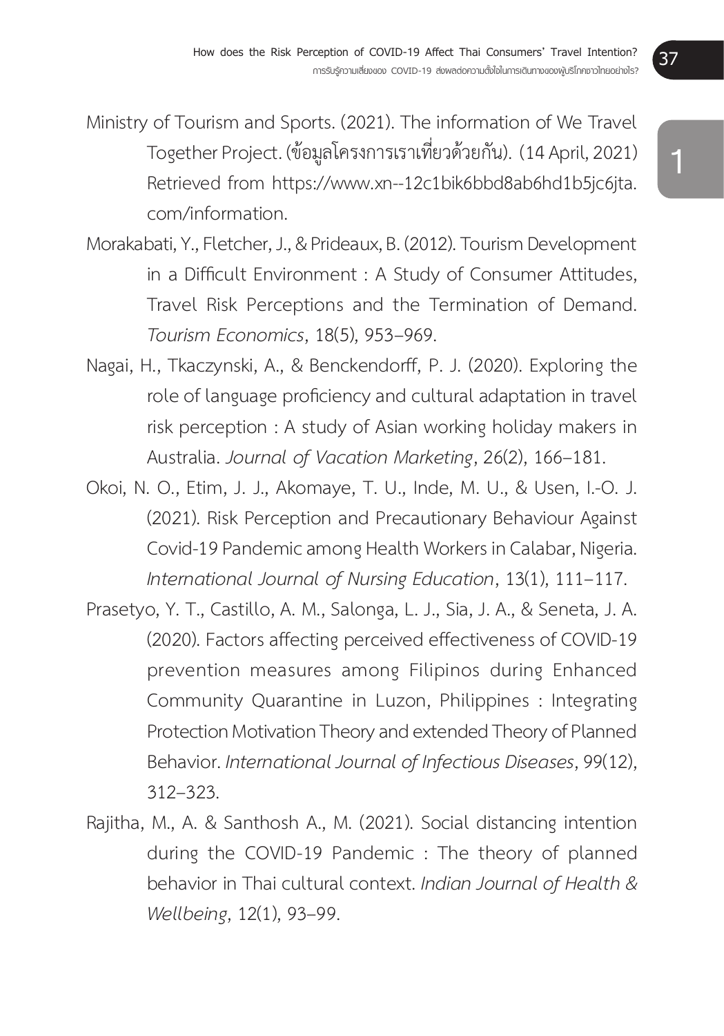Ministry of Tourism and Sports. (2021). The information of We Travel Together Project. (ข้อมูลโครงการเราเที่ยวด้วยกัน). (14 April, 2021) Retrieved from https://www.xn--12c1bik6bbd8ab6hd1b5jc6jta.com/information.

Morakabati, Y., Fletcher, J., & Prideaux, B. (2012). Tourism Development in a Difficult Environment : A Study of Consumer Attitudes, Travel Risk Perceptions and the Termination of Demand. *Tourism Economics*, 18(5), 953–969.

Nagai, H., Tkaczynski, A., & Benckendorff, P. J. (2020). Exploring the role of language proficiency and cultural adaptation in travel risk perception : A study of Asian working holiday makers in Australia. *Journal of Vacation Marketing*, 26(2), 166–181.

Okoi, N. O., Etim, J. J., Akomaye, T. U., Inde, M. U., & Usen, I.-O. J. (2021). Risk Perception and Precautionary Behaviour Against Covid-19 Pandemic among Health Workers in Calabar, Nigeria. *International Journal of Nursing Education*, 13(1), 111–117.

Prasetyo, Y. T., Castillo, A. M., Salonga, L. J., Sia, J. A., & Seneta, J. A. (2020). Factors affecting perceived effectiveness of COVID-19 prevention measures among Filipinos during Enhanced Community Quarantine in Luzon, Philippines : Integrating Protection Motivation Theory and extended Theory of Planned Behavior. *International Journal of Infectious Diseases*, 99(12), 312–323.

Rajitha, M., A. & Santhosh A., M. (2021). Social distancing intention during the COVID-19 Pandemic : The theory of planned behavior in Thai cultural context. *Indian Journal of Health & Wellbeing*, 12(1), 93–99.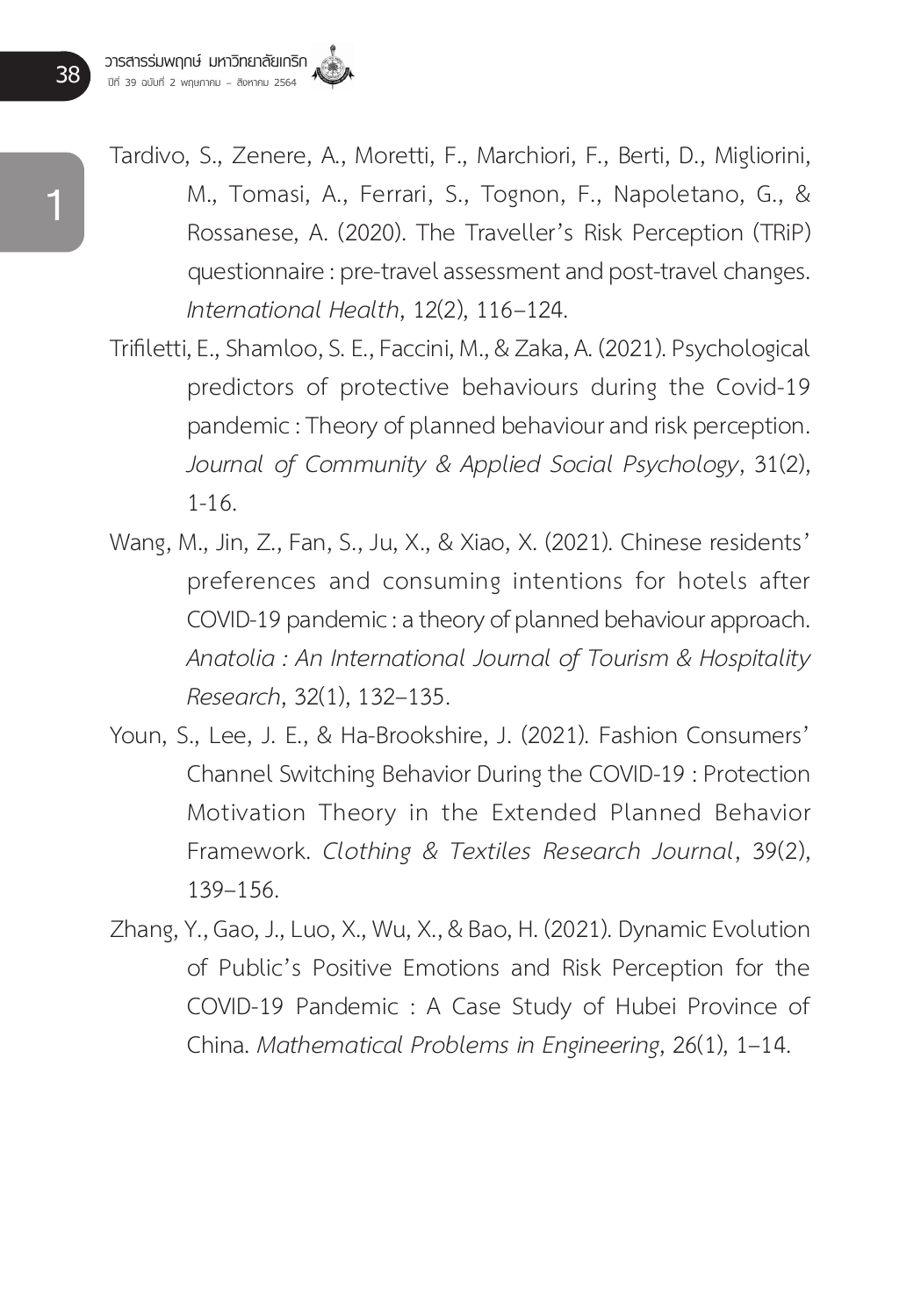Tardivo, S., Zenere, A., Moretti, F., Marchiori, F., Berti, D., Migliorini, M., Tomasi, A., Ferrari, S., Tognon, F., Napoletano, G., & Rossanese, A. (2020). The Traveller's Risk Perception (TRiP) questionnaire : pre-travel assessment and post-travel changes. *International Health*, 12(2), 116–124.

Trifiletti, E., Shamloo, S. E., Faccini, M., & Zaka, A. (2021). Psychological predictors of protective behaviours during the Covid-19 pandemic : Theory of planned behaviour and risk perception. *Journal of Community & Applied Social Psychology*, 31(2), 1-16.

Wang, M., Jin, Z., Fan, S., Ju, X., & Xiao, X. (2021). Chinese residents' preferences and consuming intentions for hotels after COVID-19 pandemic : a theory of planned behaviour approach. *Anatolia : An International Journal of Tourism & Hospitality Research*, 32(1), 132–135.

Youn, S., Lee, J. E., & Ha-Brookshire, J. (2021). Fashion Consumers' Channel Switching Behavior During the COVID-19 : Protection Motivation Theory in the Extended Planned Behavior Framework. *Clothing & Textiles Research Journal*, 39(2), 139–156.

Zhang, Y., Gao, J., Luo, X., Wu, X., & Bao, H. (2021). Dynamic Evolution of Public's Positive Emotions and Risk Perception for the COVID-19 Pandemic : A Case Study of Hubei Province of China. *Mathematical Problems in Engineering*, 26(1), 1–14.